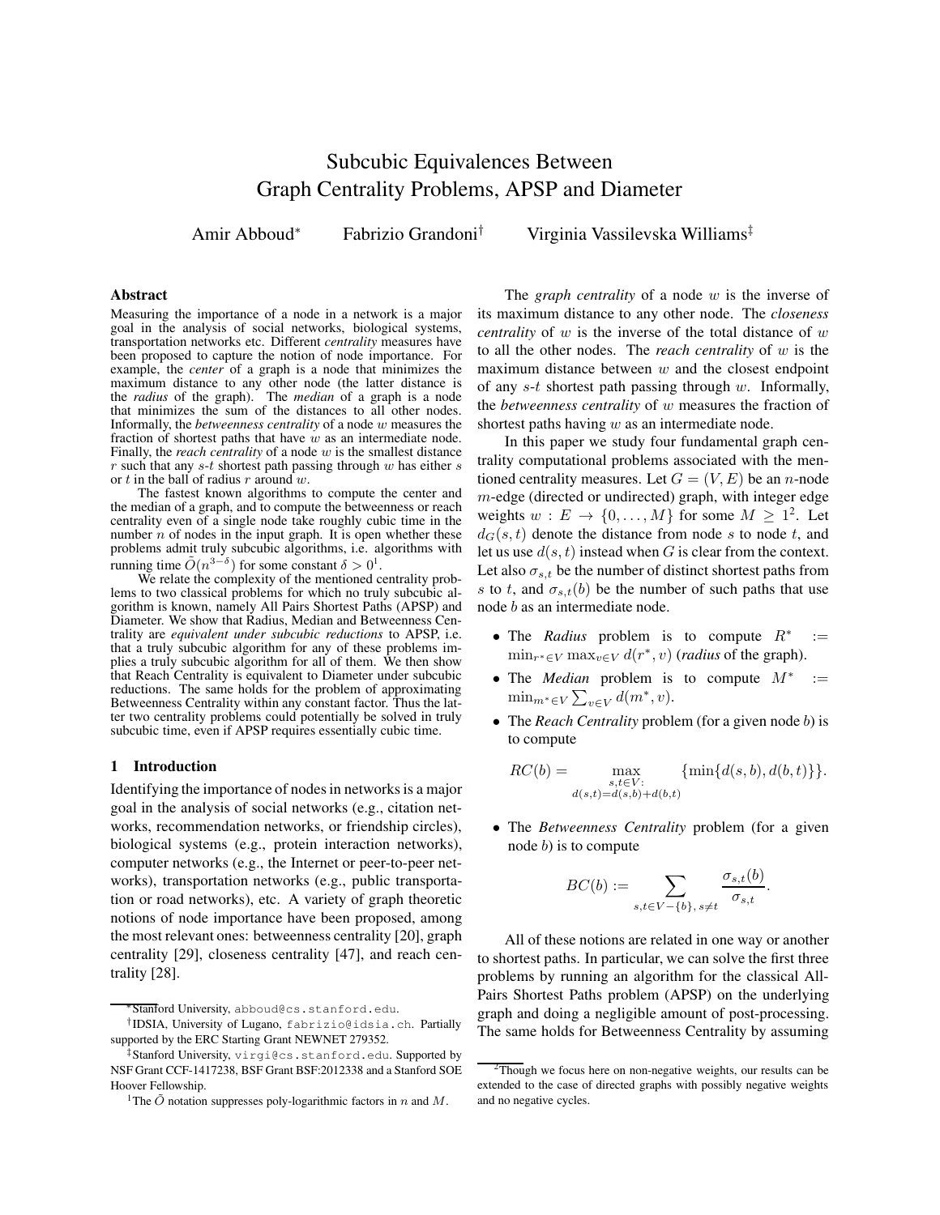# Subcubic Equivalences Between Graph Centrality Problems, APSP and Diameter

Amir Abboud[*] Fabrizio Grandoni[†] Virginia Vassilevska Williams[‡]

### Abstract

Measuring the importance of a node in a network is a major goal in the analysis of social networks, biological systems, transportation networks etc. Different *centrality* measures have been proposed to capture the notion of node importance. For example, the *center* of a graph is a node that minimizes the maximum distance to any other node (the latter distance is the *radius* of the graph). The *median* of a graph is a node that minimizes the sum of the distances to all other nodes. Informally, the *betweenness centrality* of a node $w$ measures the fraction of shortest paths that have $w$ as an intermediate node. Finally, the *reach centrality* of a node $w$ is the smallest distance $r$ such that any $s$-$t$ shortest path passing through $w$ has either $s$ or $t$ in the ball of radius $r$ around $w$.

The fastest known algorithms to compute the center and the median of a graph, and to compute the betweenness or reach centrality even of a single node take roughly cubic time in the number $n$ of nodes in the input graph. It is open whether these problems admit truly subcubic algorithms, i.e. algorithms with running time $\tilde{O}(n^{3-\delta})$ for some constant $\delta > 0$[1].

We relate the complexity of the mentioned centrality problems to two classical problems for which no truly subcubic algorithm is known, namely All Pairs Shortest Paths (APSP) and Diameter. We show that Radius, Median and Betweenness Centrality are *equivalent under subcubic reductions* to APSP, i.e. that a truly subcubic algorithm for any of these problems implies a truly subcubic algorithm for all of them. We then show that Reach Centrality is equivalent to Diameter under subcubic reductions. The same holds for the problem of approximating Betweenness Centrality within any constant factor. Thus the latter two centrality problems could potentially be solved in truly subcubic time, even if APSP requires essentially cubic time.

## 1 Introduction

Identifying the importance of nodes in networks is a major goal in the analysis of social networks (e.g., citation networks, recommendation networks, or friendship circles), biological systems (e.g., protein interaction networks), computer networks (e.g., the Internet or peer-to-peer networks), transportation networks (e.g., public transportation or road networks), etc. A variety of graph theoretic notions of node importance have been proposed, among the most relevant ones: betweenness centrality [20], graph centrality [29], closeness centrality [47], and reach centrality [28].

The *graph centrality* of a node $w$ is the inverse of its maximum distance to any other node. The *closeness centrality* of $w$ is the inverse of the total distance of $w$ to all the other nodes. The *reach centrality* of $w$ is the maximum distance between $w$ and the closest endpoint of any $s$-$t$ shortest path passing through $w$. Informally, the *betweenness centrality* of $w$ measures the fraction of shortest paths having $w$ as an intermediate node.

In this paper we study four fundamental graph centrality computational problems associated with the mentioned centrality measures. Let $G = (V, E)$ be an $n$-node $m$-edge (directed or undirected) graph, with integer edge weights $w : E \rightarrow \{0, \ldots, M\}$ for some $M \geq 1$[2]. Let $d_G(s, t)$ denote the distance from node $s$ to node $t$, and let us use $d(s, t)$ instead when $G$ is clear from the context. Let also $\sigma_{s,t}$ be the number of distinct shortest paths from $s$ to $t$, and $\sigma_{s,t}(b)$ be the number of such paths that use node $b$ as an intermediate node.

- The *Radius* problem is to compute $R^* := \min_{r^* \in V} \max_{v \in V} d(r^*, v)$ (*radius* of the graph).
- The *Median* problem is to compute $M^* := \min_{m^* \in V} \sum_{v \in V} d(m^*, v)$.
- The *Reach Centrality* problem (for a given node $b$) is to compute

$$RC(b) = \max_{\substack{s,t \in V: \\ d(s,t) = d(s,b) + d(b,t)}} \{\min\{d(s, b), d(b, t)\}\}.$$

- The *Betweenness Centrality* problem (for a given node $b$) is to compute

$$BC(b) := \sum_{s,t \in V - \{b\},\, s \neq t} \frac{\sigma_{s,t}(b)}{\sigma_{s,t}}.$$

All of these notions are related in one way or another to shortest paths. In particular, we can solve the first three problems by running an algorithm for the classical All-Pairs Shortest Paths problem (APSP) on the underlying graph and doing a negligible amount of post-processing. The same holds for Betweenness Centrality by assuming

---

[*] Stanford University, abboud@cs.stanford.edu.

[†] IDSIA, University of Lugano, fabrizio@idsia.ch. Partially supported by the ERC Starting Grant NEWNET 279352.

[‡] Stanford University, virgi@cs.stanford.edu. Supported by NSF Grant CCF-1417238, BSF Grant BSF:2012338 and a Stanford SOE Hoover Fellowship.

[1] The $\tilde{O}$ notation suppresses poly-logarithmic factors in $n$ and $M$.

[2] Though we focus here on non-negative weights, our results can be extended to the case of directed graphs with possibly negative weights and no negative cycles.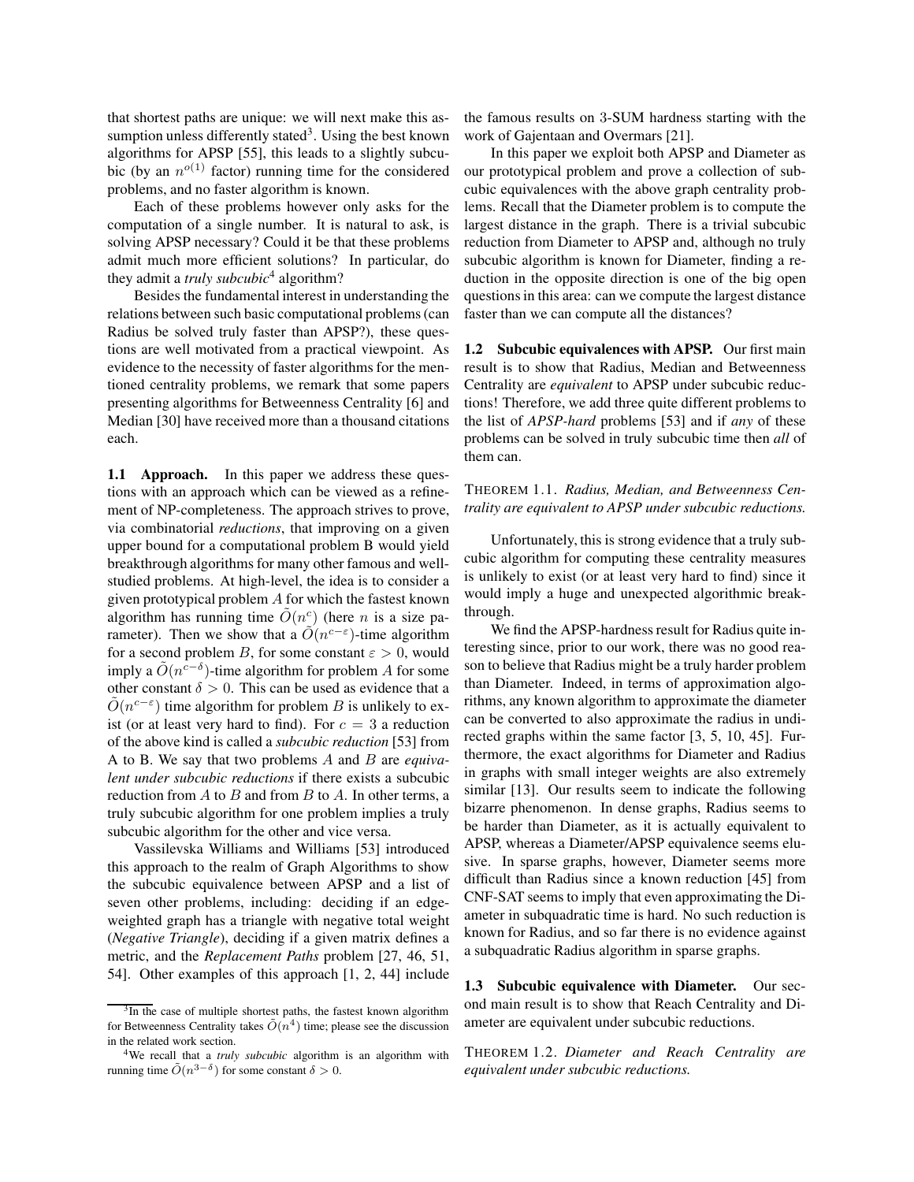that shortest paths are unique: we will next make this assumption unless differently stated[3]. Using the best known algorithms for APSP [55], this leads to a slightly subcubic (by an $n^{o(1)}$ factor) running time for the considered problems, and no faster algorithm is known.

Each of these problems however only asks for the computation of a single number. It is natural to ask, is solving APSP necessary? Could it be that these problems admit much more efficient solutions? In particular, do they admit a *truly subcubic*[4] algorithm?

Besides the fundamental interest in understanding the relations between such basic computational problems (can Radius be solved truly faster than APSP?), these questions are well motivated from a practical viewpoint. As evidence to the necessity of faster algorithms for the mentioned centrality problems, we remark that some papers presenting algorithms for Betweenness Centrality [6] and Median [30] have received more than a thousand citations each.

**1.1 Approach.** In this paper we address these questions with an approach which can be viewed as a refinement of NP-completeness. The approach strives to prove, via combinatorial *reductions*, that improving on a given upper bound for a computational problem B would yield breakthrough algorithms for many other famous and well-studied problems. At high-level, the idea is to consider a given prototypical problem $A$ for which the fastest known algorithm has running time $\tilde{O}(n^c)$ (here $n$ is a size parameter). Then we show that a $\tilde{O}(n^{c-\varepsilon})$-time algorithm for a second problem $B$, for some constant $\varepsilon > 0$, would imply a $\tilde{O}(n^{c-\delta})$-time algorithm for problem $A$ for some other constant $\delta > 0$. This can be used as evidence that a $\tilde{O}(n^{c-\varepsilon})$ time algorithm for problem $B$ is unlikely to exist (or at least very hard to find). For $c = 3$ a reduction of the above kind is called a *subcubic reduction* [53] from A to B. We say that two problems $A$ and $B$ are *equivalent under subcubic reductions* if there exists a subcubic reduction from $A$ to $B$ and from $B$ to $A$. In other terms, a truly subcubic algorithm for one problem implies a truly subcubic algorithm for the other and vice versa.

Vassilevska Williams and Williams [53] introduced this approach to the realm of Graph Algorithms to show the subcubic equivalence between APSP and a list of seven other problems, including: deciding if an edge-weighted graph has a triangle with negative total weight (*Negative Triangle*), deciding if a given matrix defines a metric, and the *Replacement Paths* problem [27, 46, 51, 54]. Other examples of this approach [1, 2, 44] include the famous results on 3-SUM hardness starting with the work of Gajentaan and Overmars [21].

In this paper we exploit both APSP and Diameter as our prototypical problem and prove a collection of subcubic equivalences with the above graph centrality problems. Recall that the Diameter problem is to compute the largest distance in the graph. There is a trivial subcubic reduction from Diameter to APSP and, although no truly subcubic algorithm is known for Diameter, finding a reduction in the opposite direction is one of the big open questions in this area: can we compute the largest distance faster than we can compute all the distances?

**1.2 Subcubic equivalences with APSP.** Our first main result is to show that Radius, Median and Betweenness Centrality are *equivalent* to APSP under subcubic reductions! Therefore, we add three quite different problems to the list of *APSP-hard* problems [53] and if *any* of these problems can be solved in truly subcubic time then *all* of them can.

THEOREM 1.1. *Radius, Median, and Betweenness Centrality are equivalent to APSP under subcubic reductions.*

Unfortunately, this is strong evidence that a truly subcubic algorithm for computing these centrality measures is unlikely to exist (or at least very hard to find) since it would imply a huge and unexpected algorithmic breakthrough.

We find the APSP-hardness result for Radius quite interesting since, prior to our work, there was no good reason to believe that Radius might be a truly harder problem than Diameter. Indeed, in terms of approximation algorithms, any known algorithm to approximate the diameter can be converted to also approximate the radius in undirected graphs within the same factor [3, 5, 10, 45]. Furthermore, the exact algorithms for Diameter and Radius in graphs with small integer weights are also extremely similar [13]. Our results seem to indicate the following bizarre phenomenon. In dense graphs, Radius seems to be harder than Diameter, as it is actually equivalent to APSP, whereas a Diameter/APSP equivalence seems elusive. In sparse graphs, however, Diameter seems more difficult than Radius since a known reduction [45] from CNF-SAT seems to imply that even approximating the Diameter in subquadratic time is hard. No such reduction is known for Radius, and so far there is no evidence against a subquadratic Radius algorithm in sparse graphs.

**1.3 Subcubic equivalence with Diameter.** Our second main result is to show that Reach Centrality and Diameter are equivalent under subcubic reductions.

THEOREM 1.2. *Diameter and Reach Centrality are equivalent under subcubic reductions.*

[3] In the case of multiple shortest paths, the fastest known algorithm for Betweenness Centrality takes $\tilde{O}(n^4)$ time; please see the discussion in the related work section.

[4] We recall that a *truly subcubic* algorithm is an algorithm with running time $\tilde{O}(n^{3-\delta})$ for some constant $\delta > 0$.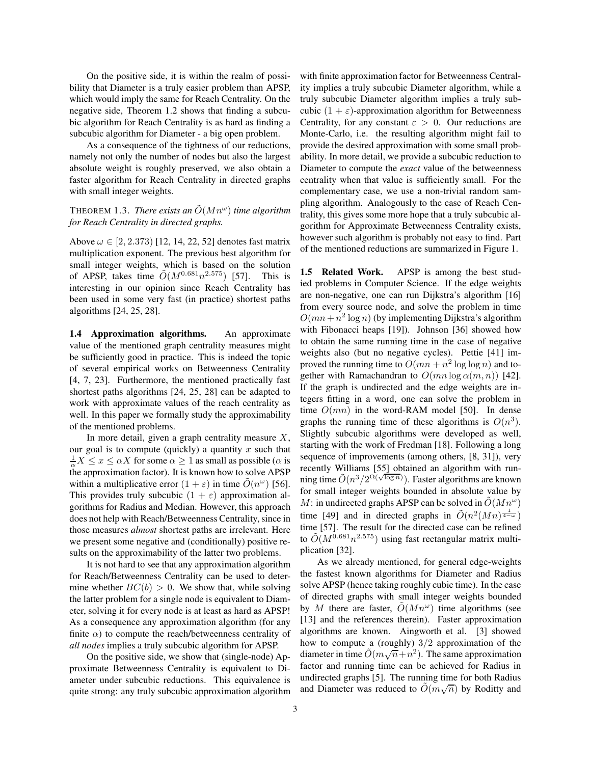On the positive side, it is within the realm of possibility that Diameter is a truly easier problem than APSP, which would imply the same for Reach Centrality. On the negative side, Theorem 1.2 shows that finding a subcubic algorithm for Reach Centrality is as hard as finding a subcubic algorithm for Diameter - a big open problem.

As a consequence of the tightness of our reductions, namely not only the number of nodes but also the largest absolute weight is roughly preserved, we also obtain a faster algorithm for Reach Centrality in directed graphs with small integer weights.

THEOREM 1.3. *There exists an $\tilde{O}(Mn^{\omega})$ time algorithm for Reach Centrality in directed graphs.*

Above $\omega \in [2, 2.373)$ [12, 14, 22, 52] denotes fast matrix multiplication exponent. The previous best algorithm for small integer weights, which is based on the solution of APSP, takes time $\tilde{O}(M^{0.681}n^{2.575})$ [57]. This is interesting in our opinion since Reach Centrality has been used in some very fast (in practice) shortest paths algorithms [24, 25, 28].

**1.4 Approximation algorithms.** An approximate value of the mentioned graph centrality measures might be sufficiently good in practice. This is indeed the topic of several empirical works on Betweenness Centrality [4, 7, 23]. Furthermore, the mentioned practically fast shortest paths algorithms [24, 25, 28] can be adapted to work with approximate values of the reach centrality as well. In this paper we formally study the approximability of the mentioned problems.

In more detail, given a graph centrality measure $X$, our goal is to compute (quickly) a quantity $x$ such that $\frac{1}{\alpha}X \le x \le \alpha X$ for some $\alpha \ge 1$ as small as possible ($\alpha$ is the approximation factor). It is known how to solve APSP within a multiplicative error $(1+\varepsilon)$ in time $\tilde{O}(n^{\omega})$ [56]. This provides truly subcubic $(1+\varepsilon)$ approximation algorithms for Radius and Median. However, this approach does not help with Reach/Betweenness Centrality, since in those measures *almost* shortest paths are irrelevant. Here we present some negative and (conditionally) positive results on the approximability of the latter two problems.

It is not hard to see that any approximation algorithm for Reach/Betweenness Centrality can be used to determine whether $BC(b) > 0$. We show that, while solving the latter problem for a single node is equivalent to Diameter, solving it for every node is at least as hard as APSP! As a consequence any approximation algorithm (for any finite $\alpha$) to compute the reach/betweenness centrality of *all nodes* implies a truly subcubic algorithm for APSP.

On the positive side, we show that (single-node) Approximate Betweenness Centrality is equivalent to Diameter under subcubic reductions. This equivalence is quite strong: any truly subcubic approximation algorithm with finite approximation factor for Betweenness Centrality implies a truly subcubic Diameter algorithm, while a truly subcubic Diameter algorithm implies a truly subcubic $(1+\varepsilon)$-approximation algorithm for Betweenness Centrality, for any constant $\varepsilon > 0$. Our reductions are Monte-Carlo, i.e. the resulting algorithm might fail to provide the desired approximation with some small probability. In more detail, we provide a subcubic reduction to Diameter to compute the *exact* value of the betweenness centrality when that value is sufficiently small. For the complementary case, we use a non-trivial random sampling algorithm. Analogously to the case of Reach Centrality, this gives some more hope that a truly subcubic algorithm for Approximate Betweenness Centrality exists, however such algorithm is probably not easy to find. Part of the mentioned reductions are summarized in Figure 1.

**1.5 Related Work.** APSP is among the best studied problems in Computer Science. If the edge weights are non-negative, one can run Dijkstra's algorithm [16] from every source node, and solve the problem in time $O(mn + n^2 \log n)$ (by implementing Dijkstra's algorithm with Fibonacci heaps [19]). Johnson [36] showed how to obtain the same running time in the case of negative weights also (but no negative cycles). Pettie [41] improved the running time to $O(mn + n^2 \log\log n)$ and together with Ramachandran to $O(mn \log \alpha(m, n))$ [42]. If the graph is undirected and the edge weights are integers fitting in a word, one can solve the problem in time $O(mn)$ in the word-RAM model [50]. In dense graphs the running time of these algorithms is $O(n^3)$. Slightly subcubic algorithms were developed as well, starting with the work of Fredman [18]. Following a long sequence of improvements (among others, [8, 31]), very recently Williams [55] obtained an algorithm with running time $\tilde{O}(n^3/2^{\Omega(\sqrt{\log n})})$. Faster algorithms are known for small integer weights bounded in absolute value by $M$: in undirected graphs APSP can be solved in $\tilde{O}(Mn^{\omega})$ time [49] and in directed graphs in $\tilde{O}(n^2(Mn)^{\frac{1}{4-\omega}})$ time [57]. The result for the directed case can be refined to $\tilde{O}(M^{0.681}n^{2.575})$ using fast rectangular matrix multiplication [32].

As we already mentioned, for general edge-weights the fastest known algorithms for Diameter and Radius solve APSP (hence taking roughly cubic time). In the case of directed graphs with small integer weights bounded by $M$ there are faster, $\tilde{O}(Mn^{\omega})$ time algorithms (see [13] and the references therein). Faster approximation algorithms are known. Aingworth et al. [3] showed how to compute a (roughly) $3/2$ approximation of the diameter in time $\tilde{O}(m\sqrt{n} + n^2)$. The same approximation factor and running time can be achieved for Radius in undirected graphs [5]. The running time for both Radius and Diameter was reduced to $\tilde{O}(m\sqrt{n})$ by Roditty and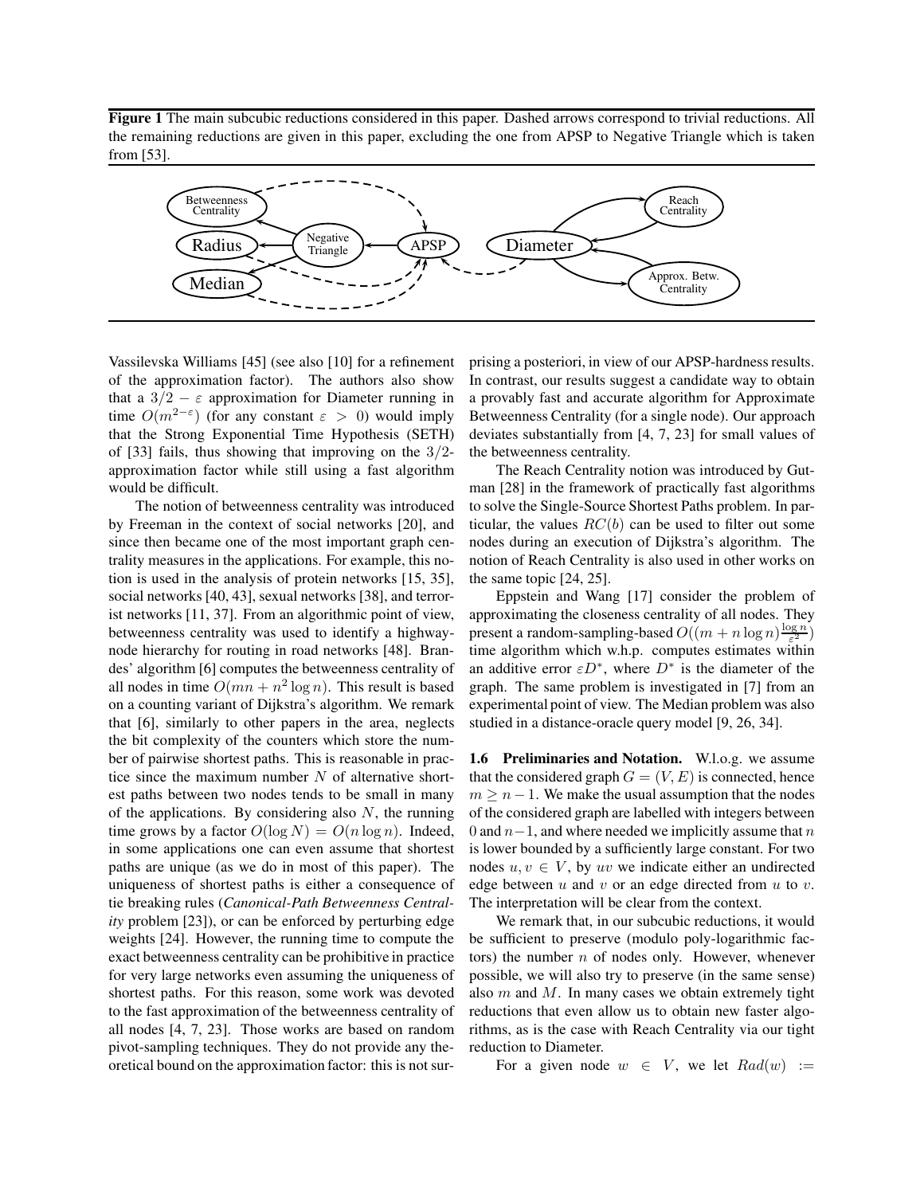**Figure 1** The main subcubic reductions considered in this paper. Dashed arrows correspond to trivial reductions. All the remaining reductions are given in this paper, excluding the one from APSP to Negative Triangle which is taken from [53].

Betweenness Centrality

Radius

Median

Negative Triangle

APSP

Diameter

Reach Centrality

Approx. Betw. Centrality

Vassilevska Williams [45] (see also [10] for a refinement of the approximation factor). The authors also show that a $3/2 - \varepsilon$ approximation for Diameter running in time $O(m^{2-\varepsilon})$ (for any constant $\varepsilon > 0$) would imply that the Strong Exponential Time Hypothesis (SETH) of [33] fails, thus showing that improving on the $3/2$-approximation factor while still using a fast algorithm would be difficult.

The notion of betweenness centrality was introduced by Freeman in the context of social networks [20], and since then became one of the most important graph centrality measures in the applications. For example, this notion is used in the analysis of protein networks [15, 35], social networks [40, 43], sexual networks [38], and terrorist networks [11, 37]. From an algorithmic point of view, betweenness centrality was used to identify a highway-node hierarchy for routing in road networks [48]. Brandes' algorithm [6] computes the betweenness centrality of all nodes in time $O(mn + n^2 \log n)$. This result is based on a counting variant of Dijkstra's algorithm. We remark that [6], similarly to other papers in the area, neglects the bit complexity of the counters which store the number of pairwise shortest paths. This is reasonable in practice since the maximum number $N$ of alternative shortest paths between two nodes tends to be small in many of the applications. By considering also $N$, the running time grows by a factor $O(\log N) = O(n \log n)$. Indeed, in some applications one can even assume that shortest paths are unique (as we do in most of this paper). The uniqueness of shortest paths is either a consequence of tie breaking rules (*Canonical-Path Betweenness Centrality* problem [23]), or can be enforced by perturbing edge weights [24]. However, the running time to compute the exact betweenness centrality can be prohibitive in practice for very large networks even assuming the uniqueness of shortest paths. For this reason, some work was devoted to the fast approximation of the betweenness centrality of all nodes [4, 7, 23]. Those works are based on random pivot-sampling techniques. They do not provide any theoretical bound on the approximation factor: this is not surprising a posteriori, in view of our APSP-hardness results. In contrast, our results suggest a candidate way to obtain a provably fast and accurate algorithm for Approximate Betweenness Centrality (for a single node). Our approach deviates substantially from [4, 7, 23] for small values of the betweenness centrality.

The Reach Centrality notion was introduced by Gutman [28] in the framework of practically fast algorithms to solve the Single-Source Shortest Paths problem. In particular, the values $RC(b)$ can be used to filter out some nodes during an execution of Dijkstra's algorithm. The notion of Reach Centrality is also used in other works on the same topic [24, 25].

Eppstein and Wang [17] consider the problem of approximating the closeness centrality of all nodes. They present a random-sampling-based $O((m + n \log n)\frac{\log n}{\varepsilon^2})$ time algorithm which w.h.p. computes estimates within an additive error $\varepsilon D^*$, where $D^*$ is the diameter of the graph. The same problem is investigated in [7] from an experimental point of view. The Median problem was also studied in a distance-oracle query model [9, 26, 34].

**1.6 Preliminaries and Notation.** W.l.o.g. we assume that the considered graph $G = (V, E)$ is connected, hence $m \geq n - 1$. We make the usual assumption that the nodes of the considered graph are labelled with integers between $0$ and $n-1$, and where needed we implicitly assume that $n$ is lower bounded by a sufficiently large constant. For two nodes $u, v \in V$, by $uv$ we indicate either an undirected edge between $u$ and $v$ or an edge directed from $u$ to $v$. The interpretation will be clear from the context.

We remark that, in our subcubic reductions, it would be sufficient to preserve (modulo poly-logarithmic factors) the number $n$ of nodes only. However, whenever possible, we will also try to preserve (in the same sense) also $m$ and $M$. In many cases we obtain extremely tight reductions that even allow us to obtain new faster algorithms, as is the case with Reach Centrality via our tight reduction to Diameter.

For a given node $w \in V$, we let $Rad(w) :=$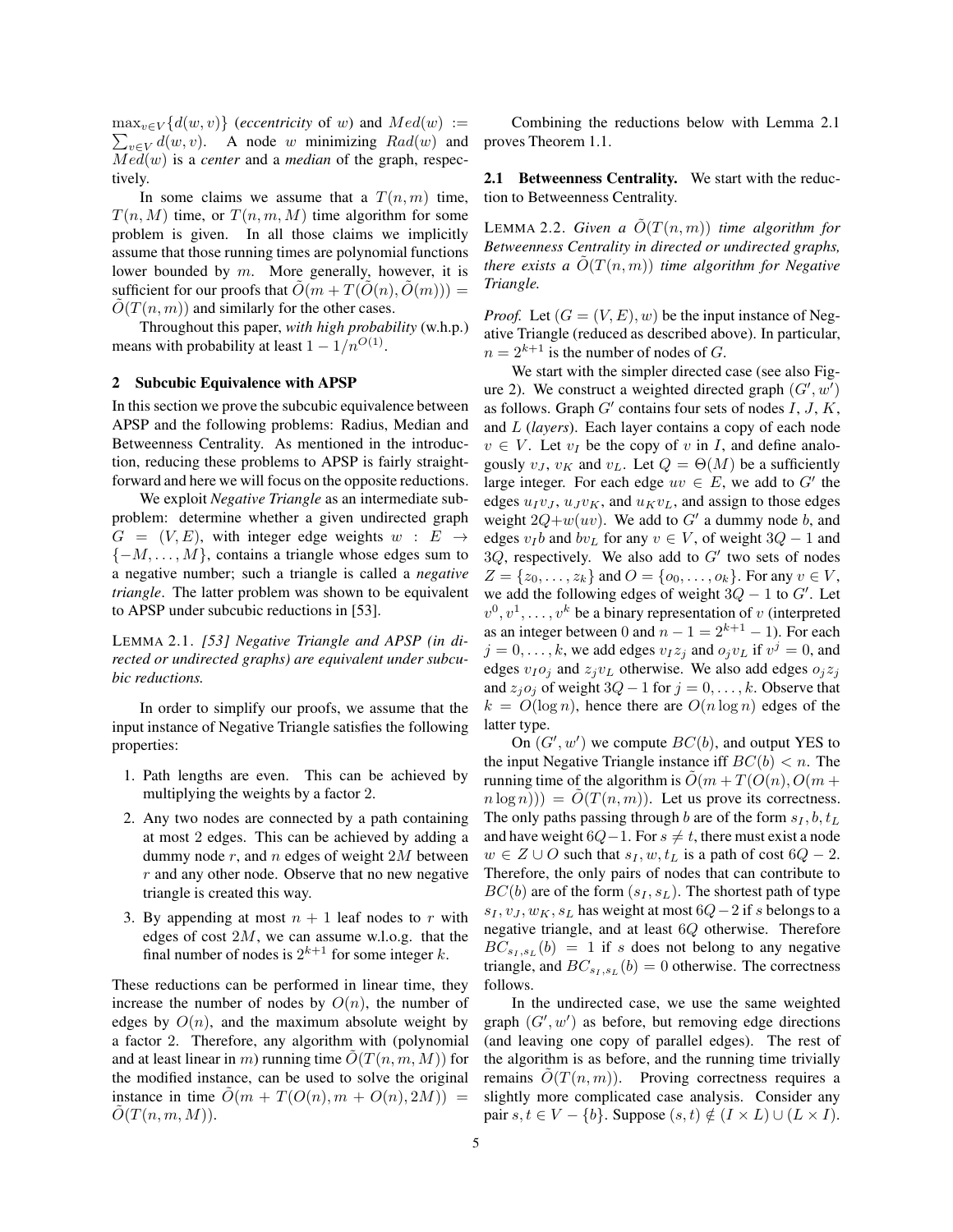$\max_{v \in V}\{d(w,v)\}$ (*eccentricity* of $w$) and $Med(w) := \sum_{v \in V} d(w,v)$. A node $w$ minimizing $Rad(w)$ and $Med(w)$ is a *center* and a *median* of the graph, respectively.

In some claims we assume that a $T(n,m)$ time, $T(n,M)$ time, or $T(n,m,M)$ time algorithm for some problem is given. In all those claims we implicitly assume that those running times are polynomial functions lower bounded by $m$. More generally, however, it is sufficient for our proofs that $\tilde{O}(m + T(\tilde{O}(n), \tilde{O}(m))) = \tilde{O}(T(n,m))$ and similarly for the other cases.

Throughout this paper, *with high probability* (w.h.p.) means with probability at least $1 - 1/n^{O(1)}$.

## 2 Subcubic Equivalence with APSP

In this section we prove the subcubic equivalence between APSP and the following problems: Radius, Median and Betweenness Centrality. As mentioned in the introduction, reducing these problems to APSP is fairly straightforward and here we will focus on the opposite reductions.

We exploit *Negative Triangle* as an intermediate subproblem: determine whether a given undirected graph $G = (V,E)$, with integer edge weights $w : E \to \{-M, \ldots, M\}$, contains a triangle whose edges sum to a negative number; such a triangle is called a *negative triangle*. The latter problem was shown to be equivalent to APSP under subcubic reductions in [53].

LEMMA 2.1. *[53] Negative Triangle and APSP (in directed or undirected graphs) are equivalent under subcubic reductions.*

In order to simplify our proofs, we assume that the input instance of Negative Triangle satisfies the following properties:

1. Path lengths are even. This can be achieved by multiplying the weights by a factor 2.
2. Any two nodes are connected by a path containing at most 2 edges. This can be achieved by adding a dummy node $r$, and $n$ edges of weight $2M$ between $r$ and any other node. Observe that no new negative triangle is created this way.
3. By appending at most $n+1$ leaf nodes to $r$ with edges of cost $2M$, we can assume w.l.o.g. that the final number of nodes is $2^{k+1}$ for some integer $k$.

These reductions can be performed in linear time, they increase the number of nodes by $O(n)$, the number of edges by $O(n)$, and the maximum absolute weight by a factor 2. Therefore, any algorithm with (polynomial and at least linear in $m$) running time $\tilde{O}(T(n,m,M))$ for the modified instance, can be used to solve the original instance in time $\tilde{O}(m + T(O(n), m + O(n), 2M)) = \tilde{O}(T(n,m,M))$.

Combining the reductions below with Lemma 2.1 proves Theorem 1.1.

### 2.1 Betweenness Centrality.

We start with the reduction to Betweenness Centrality.

LEMMA 2.2. *Given a $\tilde{O}(T(n,m))$ time algorithm for Betweenness Centrality in directed or undirected graphs, there exists a $\tilde{O}(T(n,m))$ time algorithm for Negative Triangle.*

*Proof.* Let $(G = (V,E), w)$ be the input instance of Negative Triangle (reduced as described above). In particular, $n = 2^{k+1}$ is the number of nodes of $G$.

We start with the simpler directed case (see also Figure 2). We construct a weighted directed graph $(G', w')$ as follows. Graph $G'$ contains four sets of nodes $I$, $J$, $K$, and $L$ (*layers*). Each layer contains a copy of each node $v \in V$. Let $v_I$ be the copy of $v$ in $I$, and define analogously $v_J$, $v_K$ and $v_L$. Let $Q = \Theta(M)$ be a sufficiently large integer. For each edge $uv \in E$, we add to $G'$ the edges $u_I v_J$, $u_J v_K$, and $u_K v_L$, and assign to those edges weight $2Q + w(uv)$. We add to $G'$ a dummy node $b$, and edges $v_I b$ and $b v_L$ for any $v \in V$, of weight $3Q-1$ and $3Q$, respectively. We also add to $G'$ two sets of nodes $Z = \{z_0, \ldots, z_k\}$ and $O = \{o_0, \ldots, o_k\}$. For any $v \in V$, we add the following edges of weight $3Q-1$ to $G'$. Let $v^0, v^1, \ldots, v^k$ be a binary representation of $v$ (interpreted as an integer between 0 and $n - 1 = 2^{k+1} - 1$). For each $j = 0, \ldots, k$, we add edges $v_I z_j$ and $o_j v_L$ if $v^j = 0$, and edges $v_I o_j$ and $z_j v_L$ otherwise. We also add edges $o_j z_j$ and $z_j o_j$ of weight $3Q-1$ for $j = 0, \ldots, k$. Observe that $k = O(\log n)$, hence there are $O(n \log n)$ edges of the latter type.

On $(G', w')$ we compute $BC(b)$, and output YES to the input Negative Triangle instance iff $BC(b) < n$. The running time of the algorithm is $\tilde{O}(m + T(O(n), O(m + n\log n))) = \tilde{O}(T(n,m))$. Let us prove its correctness. The only paths passing through $b$ are of the form $s_I, b, t_L$ and have weight $6Q-1$. For $s \neq t$, there must exist a node $w \in Z \cup O$ such that $s_I, w, t_L$ is a path of cost $6Q-2$. Therefore, the only pairs of nodes that can contribute to $BC(b)$ are of the form $(s_I, s_L)$. The shortest path of type $s_I, v_J, w_K, s_L$ has weight at most $6Q-2$ if $s$ belongs to a negative triangle, and at least $6Q$ otherwise. Therefore $BC_{s_I,s_L}(b) = 1$ if $s$ does not belong to any negative triangle, and $BC_{s_I,s_L}(b) = 0$ otherwise. The correctness follows.

In the undirected case, we use the same weighted graph $(G', w')$ as before, but removing edge directions (and leaving one copy of parallel edges). The rest of the algorithm is as before, and the running time trivially remains $\tilde{O}(T(n,m))$. Proving correctness requires a slightly more complicated case analysis. Consider any pair $s, t \in V - \{b\}$. Suppose $(s,t) \notin (I \times L) \cup (L \times I)$.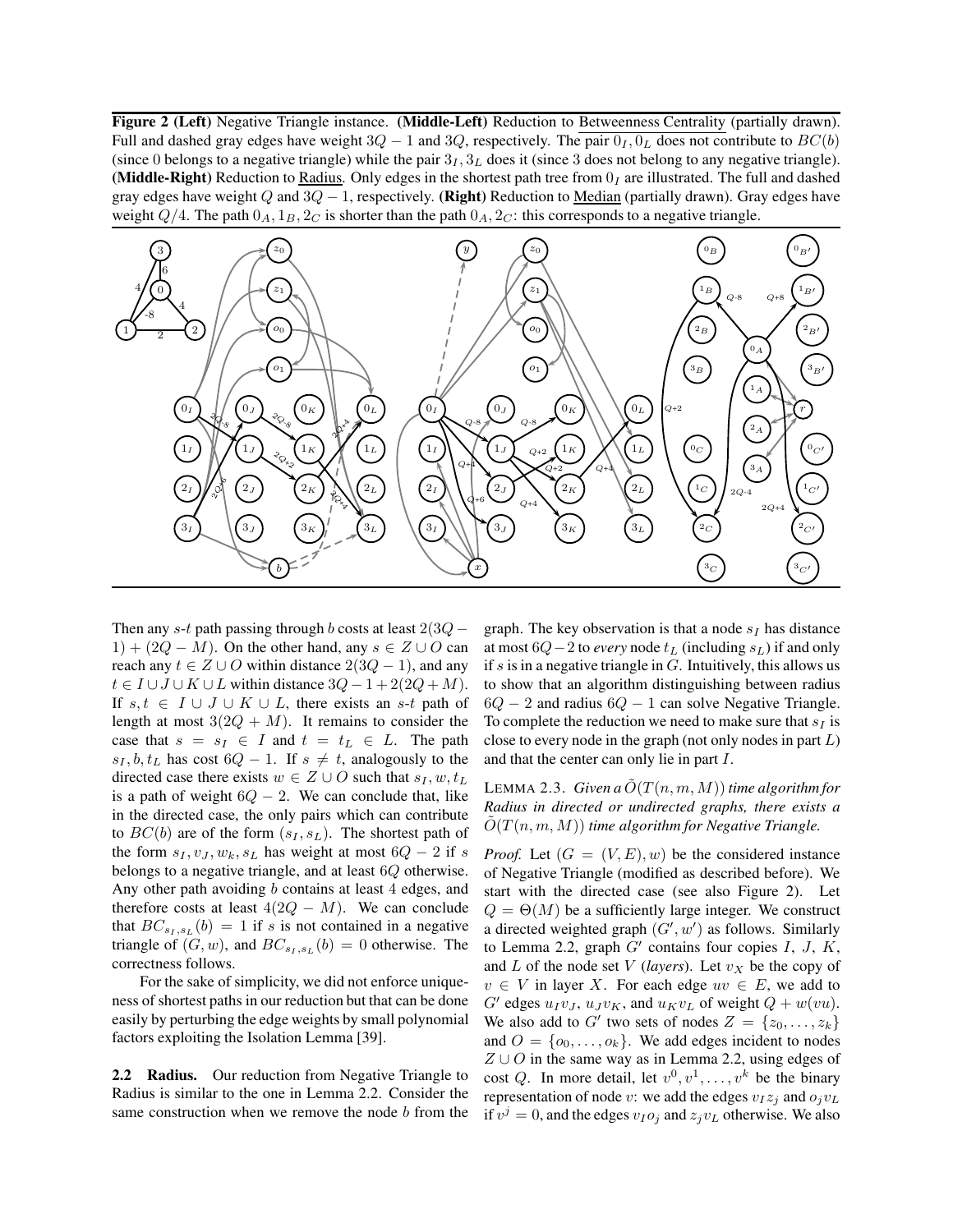**Figure 2 (Left)** Negative Triangle instance. **(Middle-Left)** Reduction to Betweenness Centrality (partially drawn). Full and dashed gray edges have weight $3Q-1$ and $3Q$, respectively. The pair $0_I, 0_L$ does not contribute to $BC(b)$ (since 0 belongs to a negative triangle) while the pair $3_I, 3_L$ does it (since 3 does not belong to any negative triangle). **(Middle-Right)** Reduction to Radius. Only edges in the shortest path tree from $0_I$ are illustrated. The full and dashed gray edges have weight $Q$ and $3Q-1$, respectively. **(Right)** Reduction to Median (partially drawn). Gray edges have weight $Q/4$. The path $0_A, 1_B, 2_C$ is shorter than the path $0_A, 2_C$: this corresponds to a negative triangle.

Then any $s$-$t$ path passing through $b$ costs at least $2(3Q-1)+(2Q-M)$. On the other hand, any $s \in Z \cup O$ can reach any $t \in Z \cup O$ within distance $2(3Q-1)$, and any $t \in I \cup J \cup K \cup L$ within distance $3Q-1+2(2Q+M)$. If $s,t \in I \cup J \cup K \cup L$, there exists an $s$-$t$ path of length at most $3(2Q+M)$. It remains to consider the case that $s = s_I \in I$ and $t = t_L \in L$. The path $s_I, b, t_L$ has cost $6Q-1$. If $s \neq t$, analogously to the directed case there exists $w \in Z \cup O$ such that $s_I, w, t_L$ is a path of weight $6Q-2$. We can conclude that, like in the directed case, the only pairs which can contribute to $BC(b)$ are of the form $(s_I, s_L)$. The shortest path of the form $s_I, v_J, w_k, s_L$ has weight at most $6Q-2$ if $s$ belongs to a negative triangle, and at least $6Q$ otherwise. Any other path avoiding $b$ contains at least 4 edges, and therefore costs at least $4(2Q-M)$. We can conclude that $BC_{s_I,s_L}(b) = 1$ if $s$ is not contained in a negative triangle of $(G,w)$, and $BC_{s_I,s_L}(b) = 0$ otherwise. The correctness follows.

For the sake of simplicity, we did not enforce uniqueness of shortest paths in our reduction but that can be done easily by perturbing the edge weights by small polynomial factors exploiting the Isolation Lemma [39].

**2.2 Radius.** Our reduction from Negative Triangle to Radius is similar to the one in Lemma 2.2. Consider the same construction when we remove the node $b$ from the graph. The key observation is that a node $s_I$ has distance at most $6Q-2$ to *every* node $t_L$ (including $s_L$) if and only if $s$ is in a negative triangle in $G$. Intuitively, this allows us to show that an algorithm distinguishing between radius $6Q-2$ and radius $6Q-1$ can solve Negative Triangle. To complete the reduction we need to make sure that $s_I$ is close to every node in the graph (not only nodes in part $L$) and that the center can only lie in part $I$.

LEMMA 2.3. *Given a $\tilde{O}(T(n,m,M))$ time algorithm for Radius in directed or undirected graphs, there exists a $\tilde{O}(T(n,m,M))$ time algorithm for Negative Triangle.*

*Proof.* Let $(G=(V,E),w)$ be the considered instance of Negative Triangle (modified as described before). We start with the directed case (see also Figure 2). Let $Q = \Theta(M)$ be a sufficiently large integer. We construct a directed weighted graph $(G',w')$ as follows. Similarly to Lemma 2.2, graph $G'$ contains four copies $I$, $J$, $K$, and $L$ of the node set $V$ (*layers*). Let $v_X$ be the copy of $v \in V$ in layer $X$. For each edge $uv \in E$, we add to $G'$ edges $u_Iv_J$, $u_Jv_K$, and $u_Kv_L$ of weight $Q+w(vu)$. We also add to $G'$ two sets of nodes $Z = \{z_0,\ldots,z_k\}$ and $O = \{o_0,\ldots,o_k\}$. We add edges incident to nodes $Z \cup O$ in the same way as in Lemma 2.2, using edges of cost $Q$. In more detail, let $v^0, v^1, \ldots, v^k$ be the binary representation of node $v$: we add the edges $v_Iz_j$ and $o_jv_L$ if $v^j = 0$, and the edges $v_Io_j$ and $z_jv_L$ otherwise. We also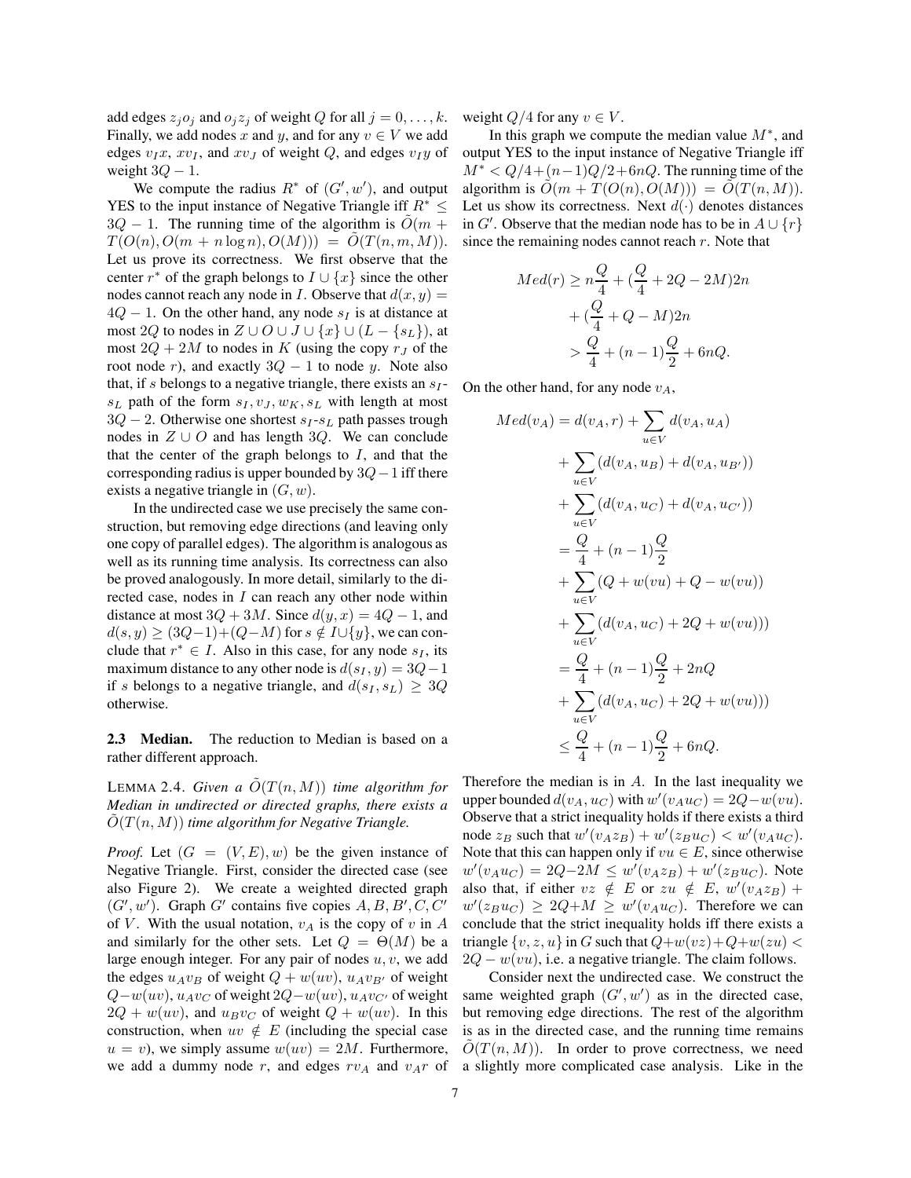add edges $z_j o_j$ and $o_j z_j$ of weight $Q$ for all $j = 0, \ldots, k$. Finally, we add nodes $x$ and $y$, and for any $v \in V$ we add edges $v_I x$, $x v_I$, and $x v_J$ of weight $Q$, and edges $v_I y$ of weight $3Q - 1$.

We compute the radius $R^*$ of $(G', w')$, and output YES to the input instance of Negative Triangle iff $R^* \leq 3Q - 1$. The running time of the algorithm is $\tilde{O}(m + T(O(n), O(m + n \log n), O(M))) = \tilde{O}(T(n, m, M))$. Let us prove its correctness. We first observe that the center $r^*$ of the graph belongs to $I \cup \{x\}$ since the other nodes cannot reach any node in $I$. Observe that $d(x, y) = 4Q - 1$. On the other hand, any node $s_I$ is at distance at most $2Q$ to nodes in $Z \cup O \cup J \cup \{x\} \cup (L - \{s_L\})$, at most $2Q + 2M$ to nodes in $K$ (using the copy $r_J$ of the root node $r$), and exactly $3Q - 1$ to node $y$. Note also that, if $s$ belongs to a negative triangle, there exists an $s_I$-$s_L$ path of the form $s_I, v_J, w_K, s_L$ with length at most $3Q - 2$. Otherwise one shortest $s_I$-$s_L$ path passes trough nodes in $Z \cup O$ and has length $3Q$. We can conclude that the center of the graph belongs to $I$, and that the corresponding radius is upper bounded by $3Q - 1$ iff there exists a negative triangle in $(G, w)$.

In the undirected case we use precisely the same construction, but removing edge directions (and leaving only one copy of parallel edges). The algorithm is analogous as well as its running time analysis. Its correctness can also be proved analogously. In more detail, similarly to the directed case, nodes in $I$ can reach any other node within distance at most $3Q + 3M$. Since $d(y, x) = 4Q - 1$, and $d(s, y) \geq (3Q - 1) + (Q - M)$ for $s \notin I \cup \{y\}$, we can conclude that $r^* \in I$. Also in this case, for any node $s_I$, its maximum distance to any other node is $d(s_I, y) = 3Q - 1$ if $s$ belongs to a negative triangle, and $d(s_I, s_L) \geq 3Q$ otherwise.

**2.3 Median.** The reduction to Median is based on a rather different approach.

LEMMA 2.4. *Given a $\tilde{O}(T(n, M))$ time algorithm for Median in undirected or directed graphs, there exists a $\tilde{O}(T(n, M))$ time algorithm for Negative Triangle.*

*Proof.* Let $(G = (V, E), w)$ be the given instance of Negative Triangle. First, consider the directed case (see also Figure 2). We create a weighted directed graph $(G', w')$. Graph $G'$ contains five copies $A, B, B', C, C'$ of $V$. With the usual notation, $v_A$ is the copy of $v$ in $A$ and similarly for the other sets. Let $Q = \Theta(M)$ be a large enough integer. For any pair of nodes $u, v$, we add the edges $u_A v_B$ of weight $Q + w(uv)$, $u_A v_{B'}$ of weight $Q - w(uv)$, $u_A v_C$ of weight $2Q - w(uv)$, $u_A v_{C'}$ of weight $2Q + w(uv)$, and $u_B v_C$ of weight $Q + w(uv)$. In this construction, when $uv \notin E$ (including the special case $u = v$), we simply assume $w(uv) = 2M$. Furthermore, we add a dummy node $r$, and edges $r v_A$ and $v_A r$ of weight $Q/4$ for any $v \in V$.

In this graph we compute the median value $M^*$, and output YES to the input instance of Negative Triangle iff $M^* < Q/4 + (n-1)Q/2 + 6nQ$. The running time of the algorithm is $\tilde{O}(m + T(O(n), O(M))) = \tilde{O}(T(n, M))$. Let us show its correctness. Next $d(\cdot)$ denotes distances in $G'$. Observe that the median node has to be in $A \cup \{r\}$ since the remaining nodes cannot reach $r$. Note that

$$
\begin{aligned}
Med(r) &\geq n\frac{Q}{4} + (\frac{Q}{4} + 2Q - 2M)2n \\
&\quad + (\frac{Q}{4} + Q - M)2n \\
&> \frac{Q}{4} + (n-1)\frac{Q}{2} + 6nQ.
\end{aligned}
$$

On the other hand, for any node $v_A$,

$$
\begin{aligned}
Med(v_A) &= d(v_A, r) + \sum_{u \in V} d(v_A, u_A) \\
&\quad + \sum_{u \in V} (d(v_A, u_B) + d(v_A, u_{B'})) \\
&\quad + \sum_{u \in V} (d(v_A, u_C) + d(v_A, u_{C'})) \\
&= \frac{Q}{4} + (n-1)\frac{Q}{2} \\
&\quad + \sum_{u \in V} (Q + w(vu) + Q - w(vu)) \\
&\quad + \sum_{u \in V} (d(v_A, u_C) + 2Q + w(vu))) \\
&= \frac{Q}{4} + (n-1)\frac{Q}{2} + 2nQ \\
&\quad + \sum_{u \in V} (d(v_A, u_C) + 2Q + w(vu))) \\
&\leq \frac{Q}{4} + (n-1)\frac{Q}{2} + 6nQ.
\end{aligned}
$$

Therefore the median is in $A$. In the last inequality we upper bounded $d(v_A, u_C)$ with $w'(v_A u_C) = 2Q - w(vu)$. Observe that a strict inequality holds if there exists a third node $z_B$ such that $w'(v_A z_B) + w'(z_B u_C) < w'(v_A u_C)$. Note that this can happen only if $vu \in E$, since otherwise $w'(v_A u_C) = 2Q - 2M \leq w'(v_A z_B) + w'(z_B u_C)$. Note also that, if either $vz \notin E$ or $zu \notin E$, $w'(v_A z_B) + w'(z_B u_C) \geq 2Q + M \geq w'(v_A u_C)$. Therefore we can conclude that the strict inequality holds iff there exists a triangle $\{v, z, u\}$ in $G$ such that $Q + w(vz) + Q + w(zu) < 2Q - w(vu)$, i.e. a negative triangle. The claim follows.

Consider next the undirected case. We construct the same weighted graph $(G', w')$ as in the directed case, but removing edge directions. The rest of the algorithm is as in the directed case, and the running time remains $\tilde{O}(T(n, M))$. In order to prove correctness, we need a slightly more complicated case analysis. Like in the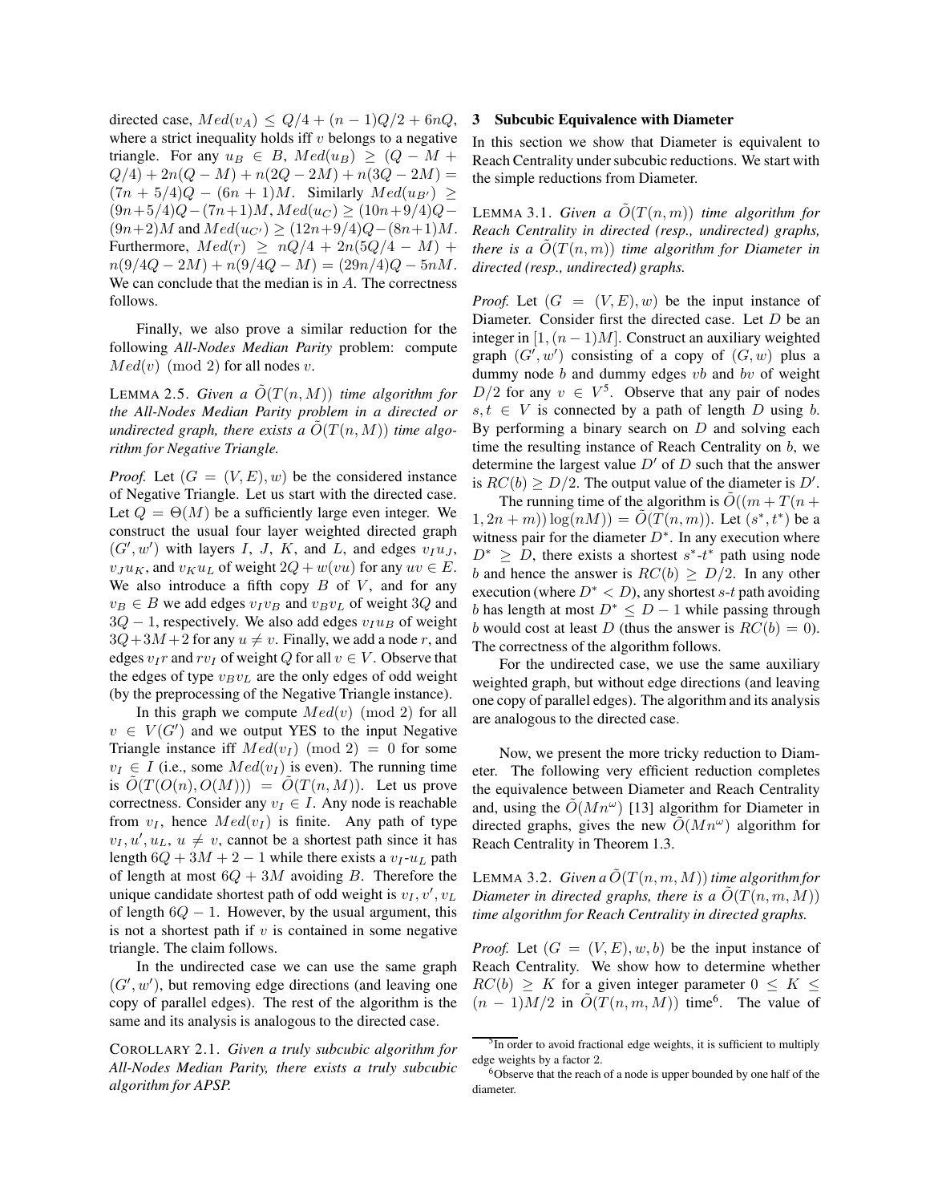directed case, $Med(v_A) \leq Q/4 + (n-1)Q/2 + 6nQ$, where a strict inequality holds iff $v$ belongs to a negative triangle. For any $u_B \in B$, $Med(u_B) \geq (Q - M + Q/4) + 2n(Q-M) + n(2Q-2M) + n(3Q-2M) = (7n+5/4)Q - (6n+1)M$. Similarly $Med(u_{B'}) \geq (9n+5/4)Q-(7n+1)M$, $Med(u_C) \geq (10n+9/4)Q-(9n+2)M$ and $Med(u_{C'}) \geq (12n+9/4)Q-(8n+1)M$. Furthermore, $Med(r) \geq nQ/4 + 2n(5Q/4 - M) + n(9/4Q - 2M) + n(9/4Q - M) = (29n/4)Q - 5nM$. We can conclude that the median is in $A$. The correctness follows.

Finally, we also prove a similar reduction for the following *All-Nodes Median Parity* problem: compute $Med(v) \pmod 2$ for all nodes $v$.

LEMMA 2.5. *Given a $\tilde{O}(T(n, M))$ time algorithm for the All-Nodes Median Parity problem in a directed or undirected graph, there exists a $\tilde{O}(T(n, M))$ time algorithm for Negative Triangle.*

*Proof.* Let $(G = (V, E), w)$ be the considered instance of Negative Triangle. Let us start with the directed case. Let $Q = \Theta(M)$ be a sufficiently large even integer. We construct the usual four layer weighted directed graph $(G', w')$ with layers $I$, $J$, $K$, and $L$, and edges $v_I u_J$, $v_J u_K$, and $v_K u_L$ of weight $2Q + w(vu)$ for any $uv \in E$. We also introduce a fifth copy $B$ of $V$, and for any $v_B \in B$ we add edges $v_I v_B$ and $v_B v_L$ of weight $3Q$ and $3Q-1$, respectively. We also add edges $v_I u_B$ of weight $3Q+3M+2$ for any $u \neq v$. Finally, we add a node $r$, and edges $v_I r$ and $r v_I$ of weight $Q$ for all $v \in V$. Observe that the edges of type $v_B v_L$ are the only edges of odd weight (by the preprocessing of the Negative Triangle instance).

In this graph we compute $Med(v) \pmod 2$ for all $v \in V(G')$ and we output YES to the input Negative Triangle instance iff $Med(v_I) \pmod 2 = 0$ for some $v_I \in I$ (i.e., some $Med(v_I)$ is even). The running time is $\tilde{O}(T(O(n), O(M))) = \tilde{O}(T(n, M))$. Let us prove correctness. Consider any $v_I \in I$. Any node is reachable from $v_I$, hence $Med(v_I)$ is finite. Any path of type $v_I, u', u_L$, $u \neq v$, cannot be a shortest path since it has length $6Q + 3M + 2 - 1$ while there exists a $v_I$-$u_L$ path of length at most $6Q + 3M$ avoiding $B$. Therefore the unique candidate shortest path of odd weight is $v_I, v', v_L$ of length $6Q - 1$. However, by the usual argument, this is not a shortest path if $v$ is contained in some negative triangle. The claim follows.

In the undirected case we can use the same graph $(G', w')$, but removing edge directions (and leaving one copy of parallel edges). The rest of the algorithm is the same and its analysis is analogous to the directed case.

COROLLARY 2.1. *Given a truly subcubic algorithm for All-Nodes Median Parity, there exists a truly subcubic algorithm for APSP.*

## 3 Subcubic Equivalence with Diameter

In this section we show that Diameter is equivalent to Reach Centrality under subcubic reductions. We start with the simple reductions from Diameter.

LEMMA 3.1. *Given a $\tilde{O}(T(n, m))$ time algorithm for Reach Centrality in directed (resp., undirected) graphs, there is a $\tilde{O}(T(n, m))$ time algorithm for Diameter in directed (resp., undirected) graphs.*

*Proof.* Let $(G = (V, E), w)$ be the input instance of Diameter. Consider first the directed case. Let $D$ be an integer in $[1, (n-1)M]$. Construct an auxiliary weighted graph $(G', w')$ consisting of a copy of $(G, w)$ plus a dummy node $b$ and dummy edges $vb$ and $bv$ of weight $D/2$ for any $v \in V$[5]. Observe that any pair of nodes $s, t \in V$ is connected by a path of length $D$ using $b$. By performing a binary search on $D$ and solving each time the resulting instance of Reach Centrality on $b$, we determine the largest value $D'$ of $D$ such that the answer is $RC(b) \geq D/2$. The output value of the diameter is $D'$.

The running time of the algorithm is $\tilde{O}((m + T(n+1, 2n+m))\log(nM)) = \tilde{O}(T(n, m))$. Let $(s^*, t^*)$ be a witness pair for the diameter $D^*$. In any execution where $D^* \geq D$, there exists a shortest $s^*$-$t^*$ path using node $b$ and hence the answer is $RC(b) \geq D/2$. In any other execution (where $D^* < D$), any shortest $s$-$t$ path avoiding $b$ has length at most $D^* \leq D - 1$ while passing through $b$ would cost at least $D$ (thus the answer is $RC(b) = 0$). The correctness of the algorithm follows.

For the undirected case, we use the same auxiliary weighted graph, but without edge directions (and leaving one copy of parallel edges). The algorithm and its analysis are analogous to the directed case.

Now, we present the more tricky reduction to Diameter. The following very efficient reduction completes the equivalence between Diameter and Reach Centrality and, using the $\tilde{O}(Mn^\omega)$ [13] algorithm for Diameter in directed graphs, gives the new $\tilde{O}(Mn^\omega)$ algorithm for Reach Centrality in Theorem 1.3.

LEMMA 3.2. *Given a $\tilde{O}(T(n, m, M))$ time algorithm for Diameter in directed graphs, there is a $\tilde{O}(T(n, m, M))$ time algorithm for Reach Centrality in directed graphs.*

*Proof.* Let $(G = (V, E), w, b)$ be the input instance of Reach Centrality. We show how to determine whether $RC(b) \geq K$ for a given integer parameter $0 \leq K \leq (n-1)M/2$ in $\tilde{O}(T(n, m, M))$ time[6]. The value of

[5] In order to avoid fractional edge weights, it is sufficient to multiply edge weights by a factor 2.

[6] Observe that the reach of a node is upper bounded by one half of the diameter.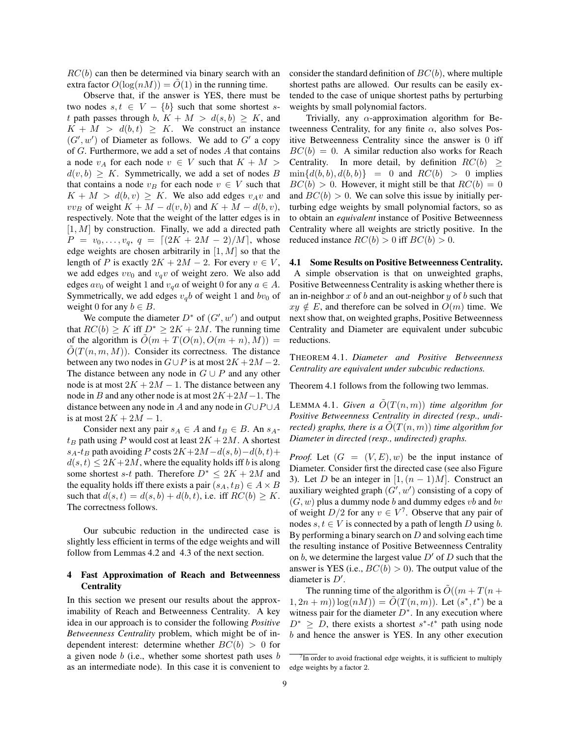$RC(b)$ can then be determined via binary search with an extra factor $O(\log(nM)) = \tilde{O}(1)$ in the running time.

Observe that, if the answer is YES, there must be two nodes $s, t \in V - \{b\}$ such that some shortest $s$-$t$ path passes through $b$, $K + M > d(s, b) \geq K$, and $K + M > d(b, t) \geq K$. We construct an instance $(G', w')$ of Diameter as follows. We add to $G'$ a copy of $G$. Furthermore, we add a set of nodes $A$ that contains a node $v_A$ for each node $v \in V$ such that $K + M > d(v, b) \geq K$. Symmetrically, we add a set of nodes $B$ that contains a node $v_B$ for each node $v \in V$ such that $K + M > d(b, v) \geq K$. We also add edges $v_A v$ and $v v_B$ of weight $K + M - d(v, b)$ and $K + M - d(b, v)$, respectively. Note that the weight of the latter edges is in $[1, M]$ by construction. Finally, we add a directed path $P = v_0, \dots, v_q$, $q = \lceil (2K + 2M - 2)/M \rceil$, whose edge weights are chosen arbitrarily in $[1, M]$ so that the length of $P$ is exactly $2K + 2M - 2$. For every $v \in V$, we add edges $vv_0$ and $v_q v$ of weight zero. We also add edges $av_0$ of weight 1 and $v_q a$ of weight 0 for any $a \in A$. Symmetrically, we add edges $v_q b$ of weight 1 and $bv_0$ of weight 0 for any $b \in B$.

We compute the diameter $D^*$ of $(G', w')$ and output that $RC(b) \geq K$ iff $D^* \geq 2K + 2M$. The running time of the algorithm is $\tilde{O}(m + T(O(n), O(m + n), M)) = \tilde{O}(T(n, m, M))$. Consider its correctness. The distance between any two nodes in $G \cup P$ is at most $2K + 2M - 2$. The distance between any node in $G \cup P$ and any other node is at most $2K + 2M - 1$. The distance between any node in $B$ and any other node is at most $2K + 2M - 1$. The distance between any node in $A$ and any node in $G \cup P \cup A$ is at most $2K + 2M - 1$.

Consider next any pair $s_A \in A$ and $t_B \in B$. An $s_A$-$t_B$ path using $P$ would cost at least $2K + 2M$. A shortest $s_A$-$t_B$ path avoiding $P$ costs $2K + 2M - d(s, b) - d(b, t) + d(s, t) \leq 2K + 2M$, where the equality holds iff $b$ is along some shortest $s$-$t$ path. Therefore $D^* \leq 2K + 2M$ and the equality holds iff there exists a pair $(s_A, t_B) \in A \times B$ such that $d(s, t) = d(s, b) + d(b, t)$, i.e. iff $RC(b) \geq K$. The correctness follows.

Our subcubic reduction in the undirected case is slightly less efficient in terms of the edge weights and will follow from Lemmas 4.2 and 4.3 of the next section.

## 4 Fast Approximation of Reach and Betweenness Centrality

In this section we present our results about the approximability of Reach and Betweenness Centrality. A key idea in our approach is to consider the following *Positive Betweenness Centrality* problem, which might be of independent interest: determine whether $BC(b) > 0$ for a given node $b$ (i.e., whether some shortest path uses $b$ as an intermediate node). In this case it is convenient to consider the standard definition of $BC(b)$, where multiple shortest paths are allowed. Our results can be easily extended to the case of unique shortest paths by perturbing weights by small polynomial factors.

Trivially, any $\alpha$-approximation algorithm for Betweenness Centrality, for any finite $\alpha$, also solves Positive Betweenness Centrality since the answer is 0 iff $BC(b) = 0$. A similar reduction also works for Reach Centrality. In more detail, by definition $RC(b) \geq \min\{d(b, b), d(b, b)\} = 0$ and $RC(b) > 0$ implies $BC(b) > 0$. However, it might still be that $RC(b) = 0$ and $BC(b) > 0$. We can solve this issue by initially perturbing edge weights by small polynomial factors, so as to obtain an *equivalent* instance of Positive Betweenness Centrality where all weights are strictly positive. In the reduced instance $RC(b) > 0$ iff $BC(b) > 0$.

### 4.1 Some Results on Positive Betweenness Centrality.

A simple observation is that on unweighted graphs, Positive Betweenness Centrality is asking whether there is an in-neighbor $x$ of $b$ and an out-neighbor $y$ of $b$ such that $xy \notin E$, and therefore can be solved in $O(m)$ time. We next show that, on weighted graphs, Positive Betweenness Centrality and Diameter are equivalent under subcubic reductions.

THEOREM 4.1. *Diameter and Positive Betweenness Centrality are equivalent under subcubic reductions.*

Theorem 4.1 follows from the following two lemmas.

LEMMA 4.1. *Given a $\tilde{O}(T(n, m))$ time algorithm for Positive Betweenness Centrality in directed (resp., undirected) graphs, there is a $\tilde{O}(T(n, m))$ time algorithm for Diameter in directed (resp., undirected) graphs.*

*Proof.* Let $(G = (V, E), w)$ be the input instance of Diameter. Consider first the directed case (see also Figure 3). Let $D$ be an integer in $[1, (n - 1)M]$. Construct an auxiliary weighted graph $(G', w')$ consisting of a copy of $(G, w)$ plus a dummy node $b$ and dummy edges $vb$ and $bv$ of weight $D/2$ for any $v \in V$[7]. Observe that any pair of nodes $s, t \in V$ is connected by a path of length $D$ using $b$. By performing a binary search on $D$ and solving each time the resulting instance of Positive Betweenness Centrality on $b$, we determine the largest value $D'$ of $D$ such that the answer is YES (i.e., $BC(b) > 0$). The output value of the diameter is $D'$.

The running time of the algorithm is $\tilde{O}((m + T(n + 1, 2n + m)) \log(nM)) = \tilde{O}(T(n, m))$. Let $(s^*, t^*)$ be a witness pair for the diameter $D^*$. In any execution where $D^* \geq D$, there exists a shortest $s^*$-$t^*$ path using node $b$ and hence the answer is YES. In any other execution

[7] In order to avoid fractional edge weights, it is sufficient to multiply edge weights by a factor 2.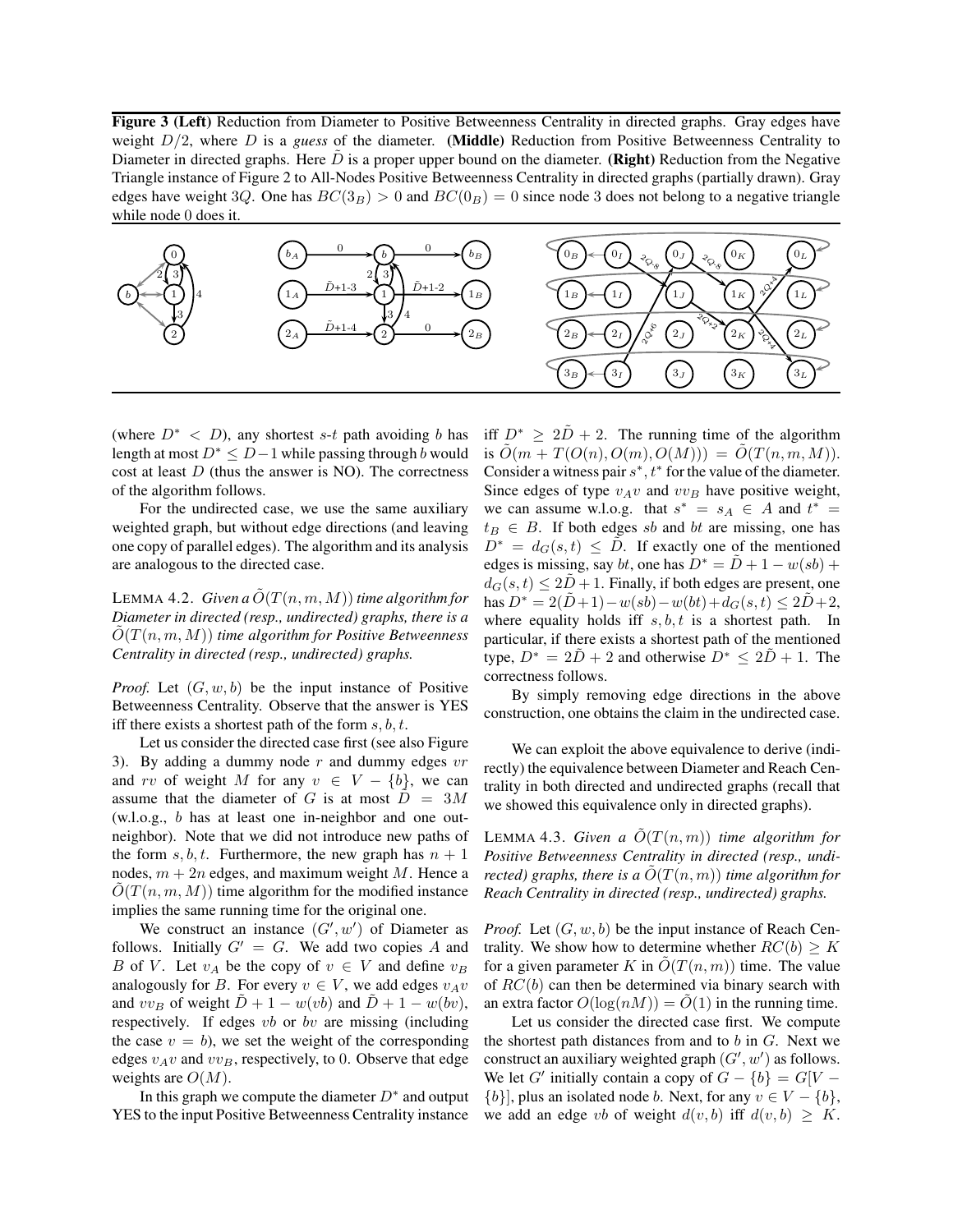**Figure 3 (Left)** Reduction from Diameter to Positive Betweenness Centrality in directed graphs. Gray edges have weight $D/2$, where $D$ is a *guess* of the diameter. **(Middle)** Reduction from Positive Betweenness Centrality to Diameter in directed graphs. Here $\tilde{D}$ is a proper upper bound on the diameter. **(Right)** Reduction from the Negative Triangle instance of Figure 2 to All-Nodes Positive Betweenness Centrality in directed graphs (partially drawn). Gray edges have weight $3Q$. One has $BC(3_B) > 0$ and $BC(0_B) = 0$ since node 3 does not belong to a negative triangle while node 0 does it.

(where $D^* < D$), any shortest $s$-$t$ path avoiding $b$ has length at most $D^* \leq D-1$ while passing through $b$ would cost at least $D$ (thus the answer is NO). The correctness of the algorithm follows.

For the undirected case, we use the same auxiliary weighted graph, but without edge directions (and leaving one copy of parallel edges). The algorithm and its analysis are analogous to the directed case.

LEMMA 4.2. *Given a $\tilde{O}(T(n,m,M))$ time algorithm for Diameter in directed (resp., undirected) graphs, there is a $\tilde{O}(T(n,m,M))$ time algorithm for Positive Betweenness Centrality in directed (resp., undirected) graphs.*

*Proof.* Let $(G,w,b)$ be the input instance of Positive Betweenness Centrality. Observe that the answer is YES iff there exists a shortest path of the form $s,b,t$.

Let us consider the directed case first (see also Figure 3). By adding a dummy node $r$ and dummy edges $vr$ and $rv$ of weight $M$ for any $v \in V - \{b\}$, we can assume that the diameter of $G$ is at most $\tilde{D} = 3M$ (w.l.o.g., $b$ has at least one in-neighbor and one out-neighbor). Note that we did not introduce new paths of the form $s,b,t$. Furthermore, the new graph has $n+1$ nodes, $m+2n$ edges, and maximum weight $M$. Hence a $\tilde{O}(T(n,m,M))$ time algorithm for the modified instance implies the same running time for the original one.

We construct an instance $(G',w')$ of Diameter as follows. Initially $G' = G$. We add two copies $A$ and $B$ of $V$. Let $v_A$ be the copy of $v \in V$ and define $v_B$ analogously for $B$. For every $v \in V$, we add edges $v_Av$ and $vv_B$ of weight $\tilde{D}+1-w(vb)$ and $\tilde{D}+1-w(bv)$, respectively. If edges $vb$ or $bv$ are missing (including the case $v = b$), we set the weight of the corresponding edges $v_Av$ and $vv_B$, respectively, to 0. Observe that edge weights are $O(M)$.

In this graph we compute the diameter $D^*$ and output YES to the input Positive Betweenness Centrality instance iff $D^* \geq 2\tilde{D}+2$. The running time of the algorithm is $\tilde{O}(m + T(O(n),O(m),O(M))) = \tilde{O}(T(n,m,M))$. Consider a witness pair $s^*,t^*$ for the value of the diameter. Since edges of type $v_Av$ and $vv_B$ have positive weight, we can assume w.l.o.g. that $s^* = s_A \in A$ and $t^* = t_B \in B$. If both edges $sb$ and $bt$ are missing, one has $D^* = d_G(s,t) \leq \tilde{D}$. If exactly one of the mentioned edges is missing, say $bt$, one has $D^* = \tilde{D}+1-w(sb)+d_G(s,t) \leq 2\tilde{D}+1$. Finally, if both edges are present, one has $D^* = 2(\tilde{D}+1)-w(sb)-w(bt)+d_G(s,t) \leq 2\tilde{D}+2$, where equality holds iff $s,b,t$ is a shortest path. In particular, if there exists a shortest path of the mentioned type, $D^* = 2\tilde{D}+2$ and otherwise $D^* \leq 2\tilde{D}+1$. The correctness follows.

By simply removing edge directions in the above construction, one obtains the claim in the undirected case.

We can exploit the above equivalence to derive (indirectly) the equivalence between Diameter and Reach Centrality in both directed and undirected graphs (recall that we showed this equivalence only in directed graphs).

LEMMA 4.3. *Given a $\tilde{O}(T(n,m))$ time algorithm for Positive Betweenness Centrality in directed (resp., undirected) graphs, there is a $\tilde{O}(T(n,m))$ time algorithm for Reach Centrality in directed (resp., undirected) graphs.*

*Proof.* Let $(G,w,b)$ be the input instance of Reach Centrality. We show how to determine whether $RC(b) \geq K$ for a given parameter $K$ in $\tilde{O}(T(n,m))$ time. The value of $RC(b)$ can then be determined via binary search with an extra factor $O(\log(nM)) = \tilde{O}(1)$ in the running time.

Let us consider the directed case first. We compute the shortest path distances from and to $b$ in $G$. Next we construct an auxiliary weighted graph $(G',w')$ as follows. We let $G'$ initially contain a copy of $G - \{b\} = G[V - \{b\}]$, plus an isolated node $b$. Next, for any $v \in V - \{b\}$, we add an edge $vb$ of weight $d(v,b)$ iff $d(v,b) \geq K$.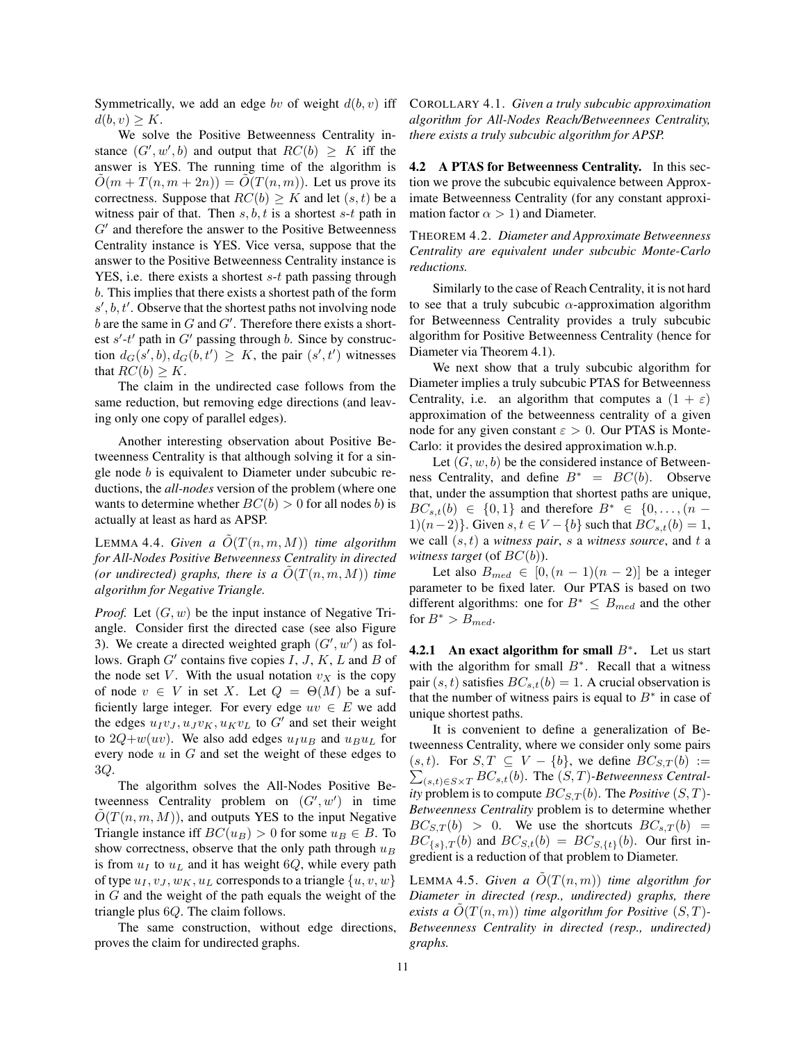Symmetrically, we add an edge $bv$ of weight $d(b, v)$ iff $d(b, v) \geq K$.

We solve the Positive Betweenness Centrality instance $(G', w', b)$ and output that $RC(b) \geq K$ iff the answer is YES. The running time of the algorithm is $\tilde{O}(m + T(n, m + 2n)) = \tilde{O}(T(n, m))$. Let us prove its correctness. Suppose that $RC(b) \geq K$ and let $(s, t)$ be a witness pair of that. Then $s, b, t$ is a shortest $s$-$t$ path in $G'$ and therefore the answer to the Positive Betweenness Centrality instance is YES. Vice versa, suppose that the answer to the Positive Betweenness Centrality instance is YES, i.e. there exists a shortest $s$-$t$ path passing through $b$. This implies that there exists a shortest path of the form $s', b, t'$. Observe that the shortest paths not involving node $b$ are the same in $G$ and $G'$. Therefore there exists a shortest $s'$-$t'$ path in $G'$ passing through $b$. Since by construction $d_G(s', b), d_G(b, t') \geq K$, the pair $(s', t')$ witnesses that $RC(b) \geq K$.

The claim in the undirected case follows from the same reduction, but removing edge directions (and leaving only one copy of parallel edges).

Another interesting observation about Positive Betweenness Centrality is that although solving it for a single node $b$ is equivalent to Diameter under subcubic reductions, the *all-nodes* version of the problem (where one wants to determine whether $BC(b) > 0$ for all nodes $b$) is actually at least as hard as APSP.

LEMMA 4.4. *Given a $\tilde{O}(T(n, m, M))$ time algorithm for All-Nodes Positive Betweenness Centrality in directed (or undirected) graphs, there is a $\tilde{O}(T(n, m, M))$ time algorithm for Negative Triangle.*

*Proof.* Let $(G, w)$ be the input instance of Negative Triangle. Consider first the directed case (see also Figure 3). We create a directed weighted graph $(G', w')$ as follows. Graph $G'$ contains five copies $I$, $J$, $K$, $L$ and $B$ of the node set $V$. With the usual notation $v_X$ is the copy of node $v \in V$ in set $X$. Let $Q = \Theta(M)$ be a sufficiently large integer. For every edge $uv \in E$ we add the edges $u_I v_J, u_J v_K, u_K v_L$ to $G'$ and set their weight to $2Q + w(uv)$. We also add edges $u_I u_B$ and $u_B u_L$ for every node $u$ in $G$ and set the weight of these edges to $3Q$.

The algorithm solves the All-Nodes Positive Betweenness Centrality problem on $(G', w')$ in time $\tilde{O}(T(n, m, M))$, and outputs YES to the input Negative Triangle instance iff $BC(u_B) > 0$ for some $u_B \in B$. To show correctness, observe that the only path through $u_B$ is from $u_I$ to $u_L$ and it has weight $6Q$, while every path of type $u_I, v_J, w_K, u_L$ corresponds to a triangle $\{u, v, w\}$ in $G$ and the weight of the path equals the weight of the triangle plus $6Q$. The claim follows.

The same construction, without edge directions, proves the claim for undirected graphs.

COROLLARY 4.1. *Given a truly subcubic approximation algorithm for All-Nodes Reach/Betweennees Centrality, there exists a truly subcubic algorithm for APSP.*

### 4.2 A PTAS for Betweenness Centrality.

In this section we prove the subcubic equivalence between Approximate Betweenness Centrality (for any constant approximation factor $\alpha > 1$) and Diameter.

THEOREM 4.2. *Diameter and Approximate Betweenness Centrality are equivalent under subcubic Monte-Carlo reductions.*

Similarly to the case of Reach Centrality, it is not hard to see that a truly subcubic $\alpha$-approximation algorithm for Betweenness Centrality provides a truly subcubic algorithm for Positive Betweenness Centrality (hence for Diameter via Theorem 4.1).

We next show that a truly subcubic algorithm for Diameter implies a truly subcubic PTAS for Betweenness Centrality, i.e. an algorithm that computes a $(1 + \varepsilon)$ approximation of the betweenness centrality of a given node for any given constant $\varepsilon > 0$. Our PTAS is Monte-Carlo: it provides the desired approximation w.h.p.

Let $(G, w, b)$ be the considered instance of Betweenness Centrality, and define $B^* = BC(b)$. Observe that, under the assumption that shortest paths are unique, $BC_{s,t}(b) \in \{0, 1\}$ and therefore $B^* \in \{0, \ldots, (n-1)(n-2)\}$. Given $s, t \in V - \{b\}$ such that $BC_{s,t}(b) = 1$, we call $(s, t)$ a ***witness pair***, $s$ a ***witness source***, and $t$ a ***witness target*** (of $BC(b)$).

Let also $B_{med} \in [0, (n-1)(n-2)]$ be a integer parameter to be fixed later. Our PTAS is based on two different algorithms: one for $B^* \leq B_{med}$ and the other for $B^* > B_{med}$.

#### 4.2.1 An exact algorithm for small $B^*$.

Let us start with the algorithm for small $B^*$. Recall that a witness pair $(s, t)$ satisfies $BC_{s,t}(b) = 1$. A crucial observation is that the number of witness pairs is equal to $B^*$ in case of unique shortest paths.

It is convenient to define a generalization of Betweenness Centrality, where we consider only some pairs $(s, t)$. For $S, T \subseteq V - \{b\}$, we define $BC_{S,T}(b) := \sum_{(s,t) \in S \times T} BC_{s,t}(b)$. The $(S, T)$-*Betweenness Centrality* problem is to compute $BC_{S,T}(b)$. The *Positive* $(S, T)$-*Betweenness Centrality* problem is to determine whether $BC_{S,T}(b) > 0$. We use the shortcuts $BC_{s,T}(b) = BC_{\{s\},T}(b)$ and $BC_{S,t}(b) = BC_{S,\{t\}}(b)$. Our first ingredient is a reduction of that problem to Diameter.

LEMMA 4.5. *Given a $\tilde{O}(T(n, m))$ time algorithm for Diameter in directed (resp., undirected) graphs, there exists a $\tilde{O}(T(n, m))$ time algorithm for Positive $(S, T)$-Betweenness Centrality in directed (resp., undirected) graphs.*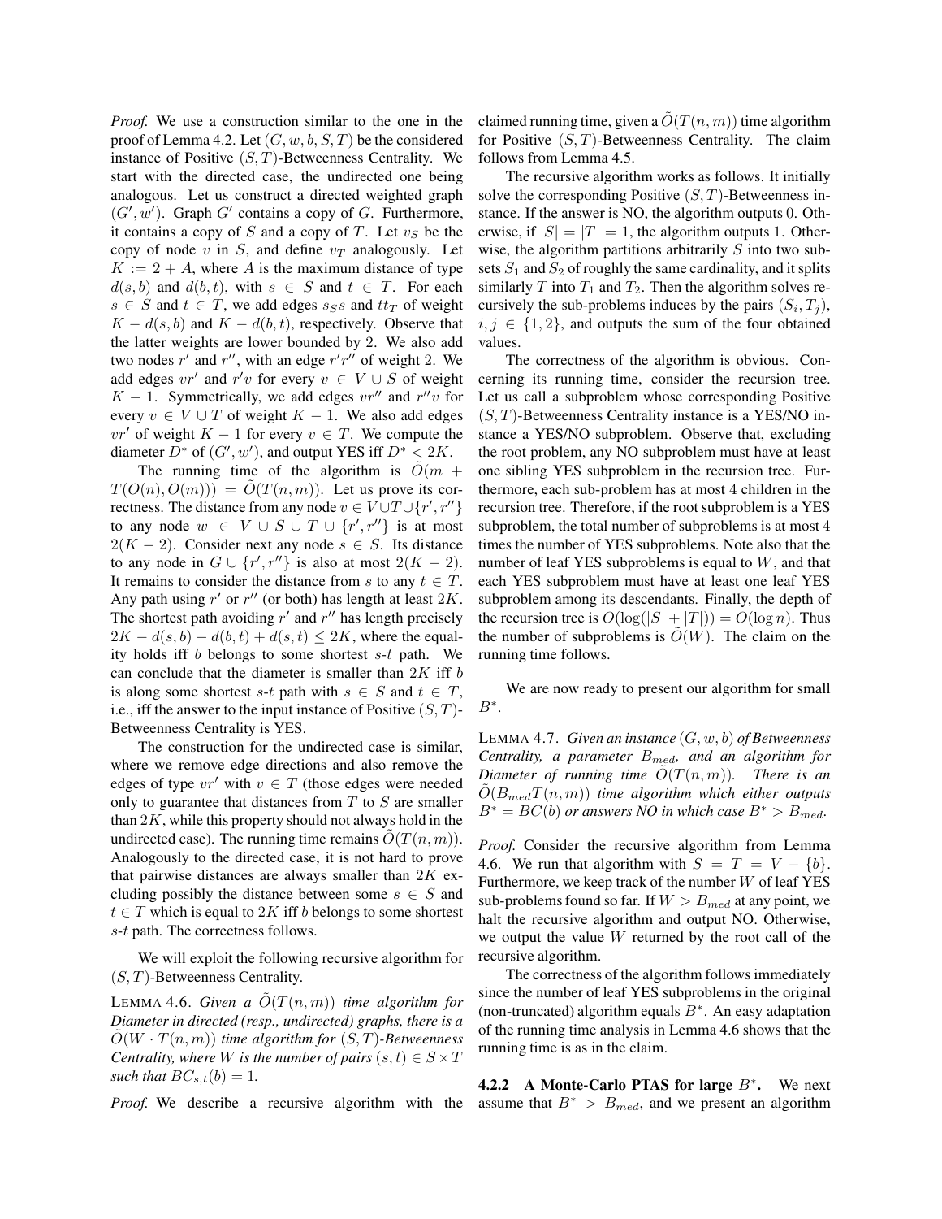*Proof.* We use a construction similar to the one in the proof of Lemma 4.2. Let $(G, w, b, S, T)$ be the considered instance of Positive $(S, T)$-Betweenness Centrality. We start with the directed case, the undirected one being analogous. Let us construct a directed weighted graph $(G', w')$. Graph $G'$ contains a copy of $G$. Furthermore, it contains a copy of $S$ and a copy of $T$. Let $v_S$ be the copy of node $v$ in $S$, and define $v_T$ analogously. Let $K := 2 + A$, where $A$ is the maximum distance of type $d(s, b)$ and $d(b, t)$, with $s \in S$ and $t \in T$. For each $s \in S$ and $t \in T$, we add edges $s_S s$ and $t t_T$ of weight $K - d(s, b)$ and $K - d(b, t)$, respectively. Observe that the latter weights are lower bounded by 2. We also add two nodes $r'$ and $r''$, with an edge $r'r''$ of weight 2. We add edges $vr'$ and $r'v$ for every $v \in V \cup S$ of weight $K - 1$. Symmetrically, we add edges $vr''$ and $r''v$ for every $v \in V \cup T$ of weight $K - 1$. We also add edges $vr'$ of weight $K - 1$ for every $v \in T$. We compute the diameter $D^*$ of $(G', w')$, and output YES iff $D^* < 2K$.

The running time of the algorithm is $\tilde{O}(m + T(O(n), O(m))) = \tilde{O}(T(n, m))$. Let us prove its correctness. The distance from any node $v \in V \cup T \cup \{r', r''\}$ to any node $w \in V \cup S \cup T \cup \{r', r''\}$ is at most $2(K - 2)$. Consider next any node $s \in S$. Its distance to any node in $G \cup \{r', r''\}$ is also at most $2(K - 2)$. It remains to consider the distance from $s$ to any $t \in T$. Any path using $r'$ or $r''$ (or both) has length at least $2K$. The shortest path avoiding $r'$ and $r''$ has length precisely $2K - d(s, b) - d(b, t) + d(s, t) \leq 2K$, where the equality holds iff $b$ belongs to some shortest $s$-$t$ path. We can conclude that the diameter is smaller than $2K$ iff $b$ is along some shortest $s$-$t$ path with $s \in S$ and $t \in T$, i.e., iff the answer to the input instance of Positive $(S, T)$-Betweenness Centrality is YES.

The construction for the undirected case is similar, where we remove edge directions and also remove the edges of type $vr'$ with $v \in T$ (those edges were needed only to guarantee that distances from $T$ to $S$ are smaller than $2K$, while this property should not always hold in the undirected case). The running time remains $\tilde{O}(T(n, m))$. Analogously to the directed case, it is not hard to prove that pairwise distances are always smaller than $2K$ excluding possibly the distance between some $s \in S$ and $t \in T$ which is equal to $2K$ iff $b$ belongs to some shortest $s$-$t$ path. The correctness follows.

We will exploit the following recursive algorithm for $(S, T)$-Betweenness Centrality.

LEMMA 4.6. *Given a $\tilde{O}(T(n, m))$ time algorithm for Diameter in directed (resp., undirected) graphs, there is a $\tilde{O}(W \cdot T(n, m))$ time algorithm for $(S, T)$-Betweenness Centrality, where $W$ is the number of pairs $(s, t) \in S \times T$ such that $BC_{s,t}(b) = 1$.*

*Proof.* We describe a recursive algorithm with the claimed running time, given a $\tilde{O}(T(n, m))$ time algorithm for Positive $(S, T)$-Betweenness Centrality. The claim follows from Lemma 4.5.

The recursive algorithm works as follows. It initially solve the corresponding Positive $(S, T)$-Betweenness instance. If the answer is NO, the algorithm outputs 0. Otherwise, if $|S| = |T| = 1$, the algorithm outputs 1. Otherwise, the algorithm partitions arbitrarily $S$ into two subsets $S_1$ and $S_2$ of roughly the same cardinality, and it splits similarly $T$ into $T_1$ and $T_2$. Then the algorithm solves recursively the sub-problems induces by the pairs $(S_i, T_j)$, $i, j \in \{1, 2\}$, and outputs the sum of the four obtained values.

The correctness of the algorithm is obvious. Concerning its running time, consider the recursion tree. Let us call a subproblem whose corresponding Positive $(S, T)$-Betweenness Centrality instance is a YES/NO instance a YES/NO subproblem. Observe that, excluding the root problem, any NO subproblem must have at least one sibling YES subproblem in the recursion tree. Furthermore, each sub-problem has at most 4 children in the recursion tree. Therefore, if the root subproblem is a YES subproblem, the total number of subproblems is at most 4 times the number of YES subproblems. Note also that the number of leaf YES subproblems is equal to $W$, and that each YES subproblem must have at least one leaf YES subproblem among its descendants. Finally, the depth of the recursion tree is $O(\log(|S| + |T|)) = O(\log n)$. Thus the number of subproblems is $\tilde{O}(W)$. The claim on the running time follows.

We are now ready to present our algorithm for small $B^*$.

LEMMA 4.7. *Given an instance $(G, w, b)$ of Betweenness Centrality, a parameter $B_{med}$, and an algorithm for Diameter of running time $\tilde{O}(T(n, m))$. There is an $\tilde{O}(B_{med} T(n, m))$ time algorithm which either outputs $B^* = BC(b)$ or answers NO in which case $B^* > B_{med}$.*

*Proof.* Consider the recursive algorithm from Lemma 4.6. We run that algorithm with $S = T = V - \{b\}$. Furthermore, we keep track of the number $W$ of leaf YES sub-problems found so far. If $W > B_{med}$ at any point, we halt the recursive algorithm and output NO. Otherwise, we output the value $W$ returned by the root call of the recursive algorithm.

The correctness of the algorithm follows immediately since the number of leaf YES subproblems in the original (non-truncated) algorithm equals $B^*$. An easy adaptation of the running time analysis in Lemma 4.6 shows that the running time is as in the claim.

#### 4.2.2 A Monte-Carlo PTAS for large $B^*$.

We next assume that $B^* > B_{med}$, and we present an algorithm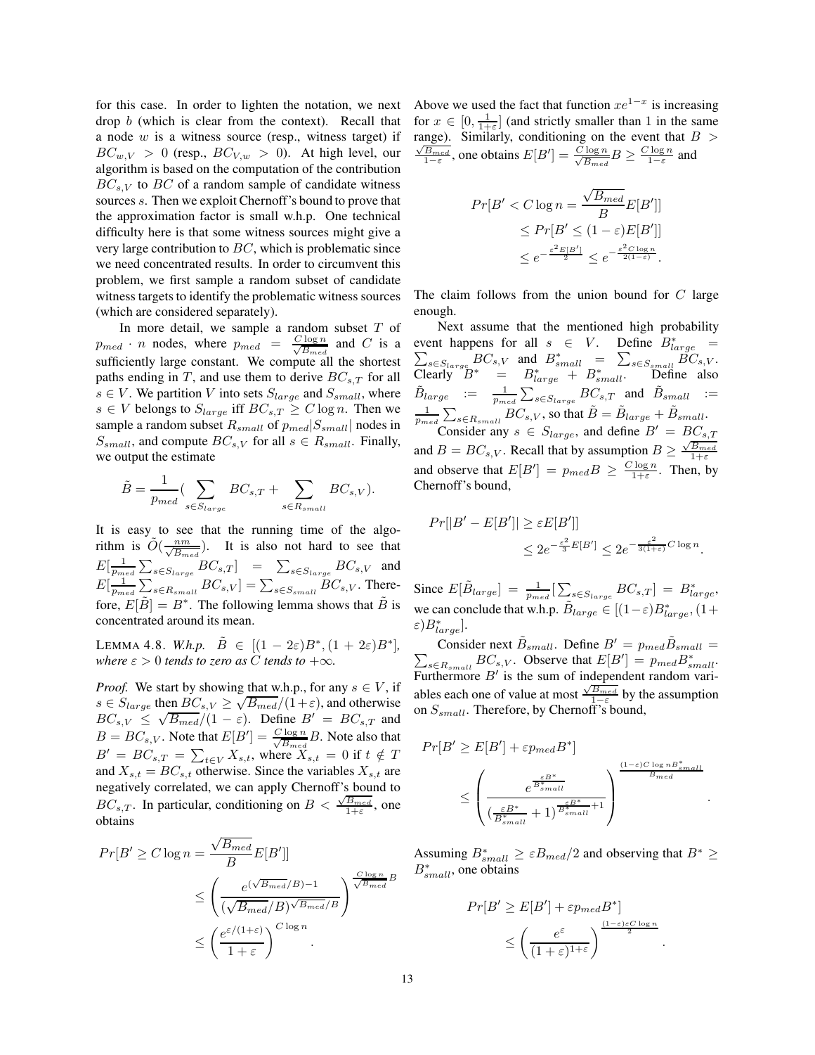for this case. In order to lighten the notation, we next drop $b$ (which is clear from the context). Recall that a node $w$ is a witness source (resp., witness target) if $BC_{w,V} > 0$ (resp., $BC_{V,w} > 0$). At high level, our algorithm is based on the computation of the contribution $BC_{s,V}$ to $BC$ of a random sample of candidate witness sources $s$. Then we exploit Chernoff's bound to prove that the approximation factor is small w.h.p. One technical difficulty here is that some witness sources might give a very large contribution to $BC$, which is problematic since we need concentrated results. In order to circumvent this problem, we first sample a random subset of candidate witness targets to identify the problematic witness sources (which are considered separately).

In more detail, we sample a random subset $T$ of $p_{med} \cdot n$ nodes, where $p_{med} = \frac{C \log n}{\sqrt{B_{med}}}$ and $C$ is a sufficiently large constant. We compute all the shortest paths ending in $T$, and use them to derive $BC_{s,T}$ for all $s \in V$. We partition $V$ into sets $S_{large}$ and $S_{small}$, where $s \in V$ belongs to $S_{large}$ iff $BC_{s,T} \geq C \log n$. Then we sample a random subset $R_{small}$ of $p_{med}|S_{small}|$ nodes in $S_{small}$, and compute $BC_{s,V}$ for all $s \in R_{small}$. Finally, we output the estimate

$$\tilde{B} = \frac{1}{p_{med}}\Big(\sum_{s \in S_{large}} BC_{s,T} + \sum_{s \in R_{small}} BC_{s,V}\Big).$$

It is easy to see that the running time of the algorithm is $\tilde{O}(\frac{nm}{\sqrt{B_{med}}})$. It is also not hard to see that $E[\frac{1}{p_{med}} \sum_{s \in S_{large}} BC_{s,T}] = \sum_{s \in S_{large}} BC_{s,V}$ and $E[\frac{1}{p_{med}} \sum_{s \in R_{small}} BC_{s,V}] = \sum_{s \in S_{small}} BC_{s,V}$. Therefore, $E[\tilde{B}] = B^*$. The following lemma shows that $\tilde{B}$ is concentrated around its mean.

LEMMA 4.8. *W.h.p. $\tilde{B} \in [(1-2\varepsilon)B^*, (1+2\varepsilon)B^*]$, where $\varepsilon > 0$ tends to zero as $C$ tends to $+\infty$.*

*Proof.* We start by showing that w.h.p., for any $s \in V$, if $s \in S_{large}$ then $BC_{s,V} \geq \sqrt{B_{med}}/(1+\varepsilon)$, and otherwise $BC_{s,V} \leq \sqrt{B_{med}}/(1-\varepsilon)$. Define $B' = BC_{s,T}$ and $B = BC_{s,V}$. Note that $E[B'] = \frac{C \log n}{\sqrt{B_{med}}} B$. Note also that $B' = BC_{s,T} = \sum_{t \in V} X_{s,t}$, where $X_{s,t} = 0$ if $t \notin T$ and $X_{s,t} = BC_{s,t}$ otherwise. Since the variables $X_{s,t}$ are negatively correlated, we can apply Chernoff's bound to $BC_{s,T}$. In particular, conditioning on $B < \frac{\sqrt{B_{med}}}{1+\varepsilon}$, one obtains

$$\begin{aligned}
Pr[B' \geq C \log n = \frac{\sqrt{B_{med}}}{B} E[B']] &\leq \left(\frac{e^{(\sqrt{B_{med}}/B)-1}}{(\sqrt{B_{med}}/B)^{\sqrt{B_{med}}/B}}\right)^{\frac{C \log n}{\sqrt{B_{med}}} B} \\
&\leq \left(\frac{e^{\varepsilon/(1+\varepsilon)}}{1+\varepsilon}\right)^{C \log n}.
\end{aligned}$$

Above we used the fact that function $xe^{1-x}$ is increasing for $x \in [0, \frac{1}{1+\varepsilon}]$ (and strictly smaller than 1 in the same range). Similarly, conditioning on the event that $B > \frac{\sqrt{B_{med}}}{1-\varepsilon}$, one obtains $E[B'] = \frac{C \log n}{\sqrt{B_{med}}} B \geq \frac{C \log n}{1-\varepsilon}$ and

$$\begin{aligned}
Pr[B' < C \log n = \frac{\sqrt{B_{med}}}{B} E[B']] &\leq Pr[B' \leq (1-\varepsilon)E[B']] \\
&\leq e^{-\frac{\varepsilon^2 E[B']}{2}} \leq e^{-\frac{\varepsilon^2 C \log n}{2(1-\varepsilon)}}.
\end{aligned}$$

The claim follows from the union bound for $C$ large enough.

Next assume that the mentioned high probability event happens for all $s \in V$. Define $B^*_{large} = \sum_{s \in S_{large}} BC_{s,V}$ and $B^*_{small} = \sum_{s \in S_{small}} BC_{s,V}$. Clearly $B^* = B^*_{large} + B^*_{small}$. Define also $\tilde{B}_{large} := \frac{1}{p_{med}} \sum_{s \in S_{large}} BC_{s,T}$ and $\tilde{B}_{small} := \frac{1}{p_{med}} \sum_{s \in R_{small}} BC_{s,V}$, so that $\tilde{B} = \tilde{B}_{large} + \tilde{B}_{small}$.

Consider any $s \in S_{large}$, and define $B' = BC_{s,T}$ and $B = BC_{s,V}$. Recall that by assumption $B \geq \frac{\sqrt{B_{med}}}{1+\varepsilon}$ and observe that $E[B'] = p_{med} B \geq \frac{C \log n}{1+\varepsilon}$. Then, by Chernoff's bound,

$$\begin{aligned}
Pr[|B' - E[B']| \geq \varepsilon E[B']] &\\
&\leq 2e^{-\frac{\varepsilon^2}{3} E[B']} \leq 2e^{-\frac{\varepsilon^2}{3(1+\varepsilon)} C \log n}.
\end{aligned}$$

Since $E[\tilde{B}_{large}] = \frac{1}{p_{med}}[\sum_{s \in S_{large}} BC_{s,T}] = B^*_{large}$, we can conclude that w.h.p. $\tilde{B}_{large} \in [(1-\varepsilon)B^*_{large}, (1+\varepsilon)B^*_{large}]$.

Consider next $\tilde{B}_{small}$. Define $B' = p_{med}\tilde{B}_{small} = \sum_{s \in R_{small}} BC_{s,V}$. Observe that $E[B'] = p_{med} B^*_{small}$. Furthermore $B'$ is the sum of independent random variables each one of value at most $\frac{\sqrt{B_{med}}}{1-\varepsilon}$ by the assumption on $S_{small}$. Therefore, by Chernoff's bound,

$$\begin{aligned}
Pr[B' \geq E[B'] + \varepsilon p_{med} B^*] &\\
&\leq \left(\frac{e^{\frac{\varepsilon B^*}{B^*_{small}}}}{(\frac{\varepsilon B^*}{B^*_{small}} + 1)^{\frac{\varepsilon B^*}{B^*_{small}} + 1}}\right)^{\frac{(1-\varepsilon) C \log n B^*_{small}}{B_{med}}}.
\end{aligned}$$

Assuming $B^*_{small} \geq \varepsilon B_{med}/2$ and observing that $B^* \geq B^*_{small}$, one obtains

$$\begin{aligned}
Pr[B' \geq E[B'] + \varepsilon p_{med} B^*] &\\
&\leq \left(\frac{e^{\varepsilon}}{(1+\varepsilon)^{1+\varepsilon}}\right)^{\frac{(1-\varepsilon)\varepsilon C \log n}{2}}.
\end{aligned}$$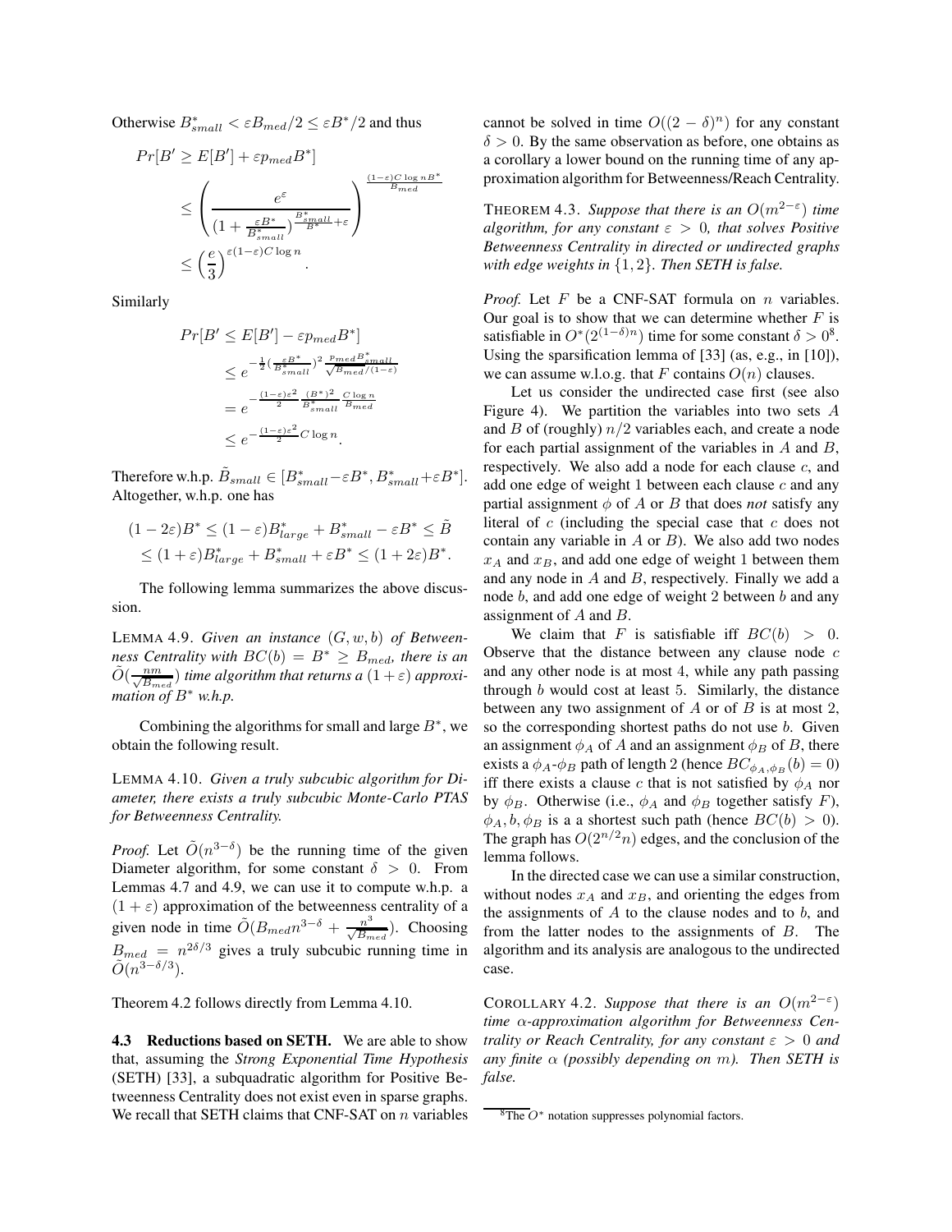Otherwise $B^*_{small} < \varepsilon B_{med}/2 \leq \varepsilon B^*/2$ and thus

$$
\begin{aligned}
Pr[B' \geq E[B'] + \varepsilon p_{med} B^*] \\
\leq \left( \frac{e^{\varepsilon}}{(1+\frac{\varepsilon B^*}{B^*_{small}})^{\frac{B^*_{small}}{B^*}+\varepsilon}} \right)^{\frac{(1-\varepsilon)C \log nB^*}{B_{med}}} \\
\leq \left(\frac{e}{3}\right)^{\varepsilon(1-\varepsilon)C\log n}.
\end{aligned}
$$

Similarly

$$
\begin{aligned}
Pr[B' \leq E[B'] - \varepsilon p_{med} B^*] \\
\leq e^{-\frac{1}{2}(\frac{\varepsilon B^*}{B^*_{small}})^2 \frac{p_{med} B^*_{small}}{\sqrt{B_{med}}/(1-\varepsilon)}} \\
= e^{-\frac{(1-\varepsilon)\varepsilon^2}{2}\frac{(B^*)^2}{B^*_{small}}\frac{C\log n}{B_{med}}} \\
\leq e^{-\frac{(1-\varepsilon)\varepsilon^2}{2}C\log n}.
\end{aligned}
$$

Therefore w.h.p. $\tilde{B}_{small} \in [B^*_{small} - \varepsilon B^*, B^*_{small} + \varepsilon B^*]$. Altogether, w.h.p. one has

$$
\begin{aligned}
(1-2\varepsilon)B^* \leq (1-\varepsilon)B^*_{large} + B^*_{small} - \varepsilon B^* \leq \tilde{B} \\
\leq (1+\varepsilon)B^*_{large} + B^*_{small} + \varepsilon B^* \leq (1+2\varepsilon)B^*.
\end{aligned}
$$

The following lemma summarizes the above discussion.

LEMMA 4.9. *Given an instance $(G, w, b)$ of Betweenness Centrality with $BC(b) = B^* \geq B_{med}$, there is an $\tilde{O}(\frac{nm}{\sqrt{B_{med}}})$ time algorithm that returns a $(1+\varepsilon)$ approximation of $B^*$ w.h.p.*

Combining the algorithms for small and large $B^*$, we obtain the following result.

LEMMA 4.10. *Given a truly subcubic algorithm for Diameter, there exists a truly subcubic Monte-Carlo PTAS for Betweenness Centrality.*

*Proof.* Let $\tilde{O}(n^{3-\delta})$ be the running time of the given Diameter algorithm, for some constant $\delta > 0$. From Lemmas 4.7 and 4.9, we can use it to compute w.h.p. a $(1+\varepsilon)$ approximation of the betweenness centrality of a given node in time $\tilde{O}(B_{med} n^{3-\delta} + \frac{n^3}{\sqrt{B_{med}}})$. Choosing $B_{med} = n^{2\delta/3}$ gives a truly subcubic running time in $\tilde{O}(n^{3-\delta/3})$.

Theorem 4.2 follows directly from Lemma 4.10.

**4.3 Reductions based on SETH.** We are able to show that, assuming the *Strong Exponential Time Hypothesis* (SETH) [33], a subquadratic algorithm for Positive Betweenness Centrality does not exist even in sparse graphs. We recall that SETH claims that CNF-SAT on $n$ variables cannot be solved in time $O((2-\delta)^n)$ for any constant $\delta > 0$. By the same observation as before, one obtains as a corollary a lower bound on the running time of any approximation algorithm for Betweenness/Reach Centrality.

THEOREM 4.3. *Suppose that there is an $O(m^{2-\varepsilon})$ time algorithm, for any constant $\varepsilon > 0$, that solves Positive Betweenness Centrality in directed or undirected graphs with edge weights in $\{1, 2\}$. Then SETH is false.*

*Proof.* Let $F$ be a CNF-SAT formula on $n$ variables. Our goal is to show that we can determine whether $F$ is satisfiable in $O^*(2^{(1-\delta)n})$ time for some constant $\delta > 0$[8]. Using the sparsification lemma of [33] (as, e.g., in [10]), we can assume w.l.o.g. that $F$ contains $O(n)$ clauses.

Let us consider the undirected case first (see also Figure 4). We partition the variables into two sets $A$ and $B$ of (roughly) $n/2$ variables each, and create a node for each partial assignment of the variables in $A$ and $B$, respectively. We also add a node for each clause $c$, and add one edge of weight 1 between each clause $c$ and any partial assignment $\phi$ of $A$ or $B$ that does *not* satisfy any literal of $c$ (including the special case that $c$ does not contain any variable in $A$ or $B$). We also add two nodes $x_A$ and $x_B$, and add one edge of weight 1 between them and any node in $A$ and $B$, respectively. Finally we add a node $b$, and add one edge of weight 2 between $b$ and any assignment of $A$ and $B$.

We claim that $F$ is satisfiable iff $BC(b) > 0$. Observe that the distance between any clause node $c$ and any other node is at most 4, while any path passing through $b$ would cost at least 5. Similarly, the distance between any two assignment of $A$ or of $B$ is at most 2, so the corresponding shortest paths do not use $b$. Given an assignment $\phi_A$ of $A$ and an assignment $\phi_B$ of $B$, there exists a $\phi_A$-$\phi_B$ path of length 2 (hence $BC_{\phi_A,\phi_B}(b) = 0$) iff there exists a clause $c$ that is not satisfied by $\phi_A$ nor by $\phi_B$. Otherwise (i.e., $\phi_A$ and $\phi_B$ together satisfy $F$), $\phi_A, b, \phi_B$ is a a shortest such path (hence $BC(b) > 0$). The graph has $O(2^{n/2}n)$ edges, and the conclusion of the lemma follows.

In the directed case we can use a similar construction, without nodes $x_A$ and $x_B$, and orienting the edges from the assignments of $A$ to the clause nodes and to $b$, and from the latter nodes to the assignments of $B$. The algorithm and its analysis are analogous to the undirected case.

COROLLARY 4.2. *Suppose that there is an $O(m^{2-\varepsilon})$ time $\alpha$-approximation algorithm for Betweenness Centrality or Reach Centrality, for any constant $\varepsilon > 0$ and any finite $\alpha$ (possibly depending on $m$). Then SETH is false.*

[8] The $O^*$ notation suppresses polynomial factors.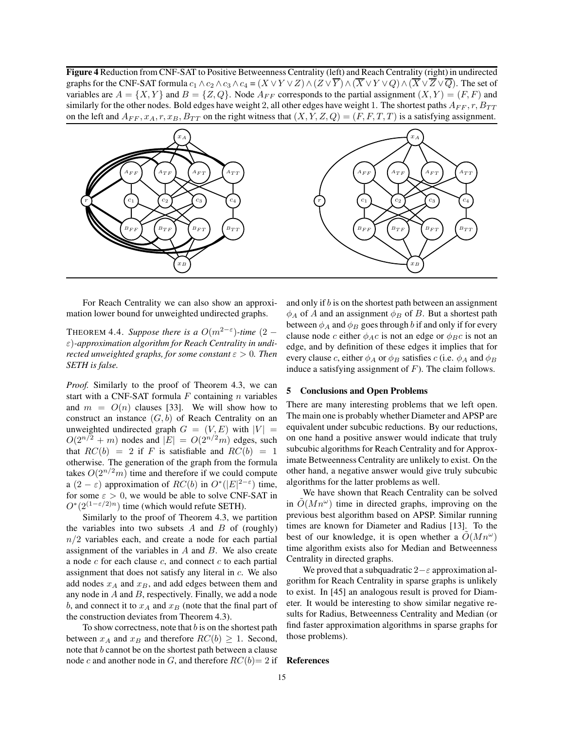**Figure 4** Reduction from CNF-SAT to Positive Betweenness Centrality (left) and Reach Centrality (right) in undirected graphs for the CNF-SAT formula $c_1 \wedge c_2 \wedge c_3 \wedge c_4 = (X \vee Y \vee Z) \wedge (Z \vee \overline{Y}) \wedge (\overline{X} \vee Y \vee Q) \wedge (\overline{X} \vee \overline{Z} \vee \overline{Q})$. The set of variables are $A = \{X, Y\}$ and $B = \{Z, Q\}$. Node $A_{FF}$ corresponds to the partial assignment $(X, Y) = (F, F)$ and similarly for the other nodes. Bold edges have weight 2, all other edges have weight 1. The shortest paths $A_{FF}, r, B_{TT}$ on the left and $A_{FF}, x_A, r, x_B, B_{TT}$ on the right witness that $(X, Y, Z, Q) = (F, F, T, T)$ is a satisfying assignment.

For Reach Centrality we can also show an approximation lower bound for unweighted undirected graphs.

THEOREM 4.4. *Suppose there is a $O(m^{2-\varepsilon})$-time $(2-\varepsilon)$-approximation algorithm for Reach Centrality in undirected unweighted graphs, for some constant $\varepsilon > 0$. Then SETH is false.*

*Proof.* Similarly to the proof of Theorem 4.3, we can start with a CNF-SAT formula $F$ containing $n$ variables and $m = O(n)$ clauses [33]. We will show how to construct an instance $(G, b)$ of Reach Centrality on an unweighted undirected graph $G = (V, E)$ with $|V| = O(2^{n/2} + m)$ nodes and $|E| = O(2^{n/2}m)$ edges, such that $RC(b) = 2$ if $F$ is satisfiable and $RC(b) = 1$ otherwise. The generation of the graph from the formula takes $O(2^{n/2}m)$ time and therefore if we could compute a $(2-\varepsilon)$ approximation of $RC(b)$ in $O^*(|E|^{2-\varepsilon})$ time, for some $\varepsilon > 0$, we would be able to solve CNF-SAT in $O^*(2^{(1-\varepsilon/2)n})$ time (which would refute SETH).

Similarly to the proof of Theorem 4.3, we partition the variables into two subsets $A$ and $B$ of (roughly) $n/2$ variables each, and create a node for each partial assignment of the variables in $A$ and $B$. We also create a node $c$ for each clause $c$, and connect $c$ to each partial assignment that does not satisfy any literal in $c$. We also add nodes $x_A$ and $x_B$, and add edges between them and any node in $A$ and $B$, respectively. Finally, we add a node $b$, and connect it to $x_A$ and $x_B$ (note that the final part of the construction deviates from Theorem 4.3).

To show correctness, note that $b$ is on the shortest path between $x_A$ and $x_B$ and therefore $RC(b) \geq 1$. Second, note that $b$ cannot be on the shortest path between a clause node $c$ and another node in $G$, and therefore $RC(b)= 2$ if and only if $b$ is on the shortest path between an assignment $\phi_A$ of $A$ and an assignment $\phi_B$ of $B$. But a shortest path between $\phi_A$ and $\phi_B$ goes through $b$ if and only if for every clause node $c$ either $\phi_A c$ is not an edge or $\phi_B c$ is not an edge, and by definition of these edges it implies that for every clause $c$, either $\phi_A$ or $\phi_B$ satisfies $c$ (i.e. $\phi_A$ and $\phi_B$ induce a satisfying assignment of $F$). The claim follows.

## 5 Conclusions and Open Problems

There are many interesting problems that we left open. The main one is probably whether Diameter and APSP are equivalent under subcubic reductions. By our reductions, on one hand a positive answer would indicate that truly subcubic algorithms for Reach Centrality and for Approximate Betweenness Centrality are unlikely to exist. On the other hand, a negative answer would give truly subcubic algorithms for the latter problems as well.

We have shown that Reach Centrality can be solved in $\tilde{O}(Mn^\omega)$ time in directed graphs, improving on the previous best algorithm based on APSP. Similar running times are known for Diameter and Radius [13]. To the best of our knowledge, it is open whether a $\tilde{O}(Mn^\omega)$ time algorithm exists also for Median and Betweenness Centrality in directed graphs.

We proved that a subquadratic $2-\varepsilon$ approximation algorithm for Reach Centrality in sparse graphs is unlikely to exist. In [45] an analogous result is proved for Diameter. It would be interesting to show similar negative results for Radius, Betweenness Centrality and Median (or find faster approximation algorithms in sparse graphs for those problems).

## References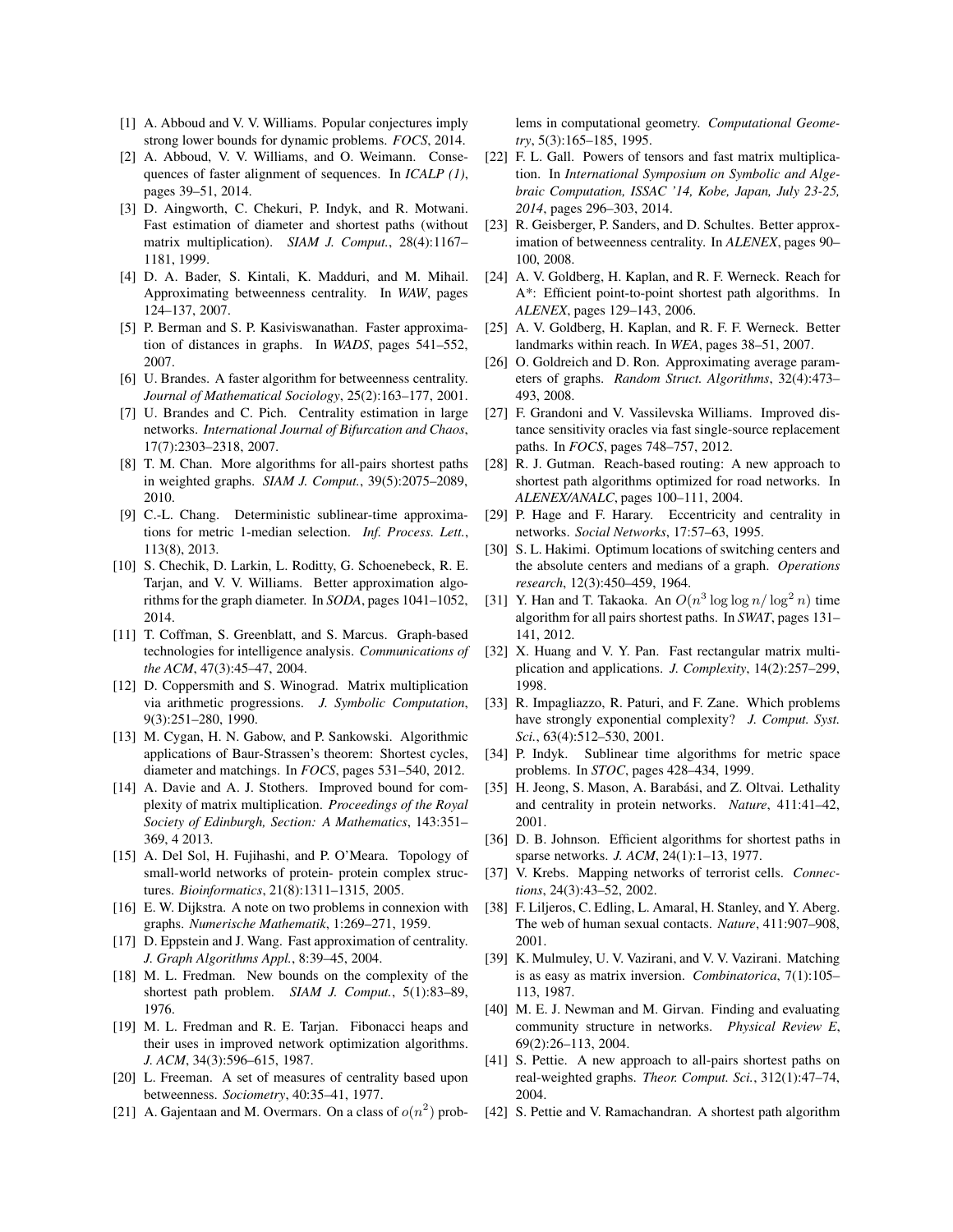[1] A. Abboud and V. V. Williams. Popular conjectures imply strong lower bounds for dynamic problems. *FOCS*, 2014.

[2] A. Abboud, V. V. Williams, and O. Weimann. Consequences of faster alignment of sequences. In *ICALP (1)*, pages 39–51, 2014.

[3] D. Aingworth, C. Chekuri, P. Indyk, and R. Motwani. Fast estimation of diameter and shortest paths (without matrix multiplication). *SIAM J. Comput.*, 28(4):1167–1181, 1999.

[4] D. A. Bader, S. Kintali, K. Madduri, and M. Mihail. Approximating betweenness centrality. In *WAW*, pages 124–137, 2007.

[5] P. Berman and S. P. Kasiviswanathan. Faster approximation of distances in graphs. In *WADS*, pages 541–552, 2007.

[6] U. Brandes. A faster algorithm for betweenness centrality. *Journal of Mathematical Sociology*, 25(2):163–177, 2001.

[7] U. Brandes and C. Pich. Centrality estimation in large networks. *International Journal of Bifurcation and Chaos*, 17(7):2303–2318, 2007.

[8] T. M. Chan. More algorithms for all-pairs shortest paths in weighted graphs. *SIAM J. Comput.*, 39(5):2075–2089, 2010.

[9] C.-L. Chang. Deterministic sublinear-time approximations for metric 1-median selection. *Inf. Process. Lett.*, 113(8), 2013.

[10] S. Chechik, D. Larkin, L. Roditty, G. Schoenebeck, R. E. Tarjan, and V. V. Williams. Better approximation algorithms for the graph diameter. In *SODA*, pages 1041–1052, 2014.

[11] T. Coffman, S. Greenblatt, and S. Marcus. Graph-based technologies for intelligence analysis. *Communications of the ACM*, 47(3):45–47, 2004.

[12] D. Coppersmith and S. Winograd. Matrix multiplication via arithmetic progressions. *J. Symbolic Computation*, 9(3):251–280, 1990.

[13] M. Cygan, H. N. Gabow, and P. Sankowski. Algorithmic applications of Baur-Strassen's theorem: Shortest cycles, diameter and matchings. In *FOCS*, pages 531–540, 2012.

[14] A. Davie and A. J. Stothers. Improved bound for complexity of matrix multiplication. *Proceedings of the Royal Society of Edinburgh, Section: A Mathematics*, 143:351–369, 4 2013.

[15] A. Del Sol, H. Fujihashi, and P. O'Meara. Topology of small-world networks of protein- protein complex structures. *Bioinformatics*, 21(8):1311–1315, 2005.

[16] E. W. Dijkstra. A note on two problems in connexion with graphs. *Numerische Mathematik*, 1:269–271, 1959.

[17] D. Eppstein and J. Wang. Fast approximation of centrality. *J. Graph Algorithms Appl.*, 8:39–45, 2004.

[18] M. L. Fredman. New bounds on the complexity of the shortest path problem. *SIAM J. Comput.*, 5(1):83–89, 1976.

[19] M. L. Fredman and R. E. Tarjan. Fibonacci heaps and their uses in improved network optimization algorithms. *J. ACM*, 34(3):596–615, 1987.

[20] L. Freeman. A set of measures of centrality based upon betweenness. *Sociometry*, 40:35–41, 1977.

[21] A. Gajentaan and M. Overmars. On a class of $o(n^2)$ problems in computational geometry. *Computational Geometry*, 5(3):165–185, 1995.

[22] F. L. Gall. Powers of tensors and fast matrix multiplication. In *International Symposium on Symbolic and Algebraic Computation, ISSAC '14, Kobe, Japan, July 23-25, 2014*, pages 296–303, 2014.

[23] R. Geisberger, P. Sanders, and D. Schultes. Better approximation of betweenness centrality. In *ALENEX*, pages 90–100, 2008.

[24] A. V. Goldberg, H. Kaplan, and R. F. Werneck. Reach for A*: Efficient point-to-point shortest path algorithms. In *ALENEX*, pages 129–143, 2006.

[25] A. V. Goldberg, H. Kaplan, and R. F. F. Werneck. Better landmarks within reach. In *WEA*, pages 38–51, 2007.

[26] O. Goldreich and D. Ron. Approximating average parameters of graphs. *Random Struct. Algorithms*, 32(4):473–493, 2008.

[27] F. Grandoni and V. Vassilevska Williams. Improved distance sensitivity oracles via fast single-source replacement paths. In *FOCS*, pages 748–757, 2012.

[28] R. J. Gutman. Reach-based routing: A new approach to shortest path algorithms optimized for road networks. In *ALENEX/ANALC*, pages 100–111, 2004.

[29] P. Hage and F. Harary. Eccentricity and centrality in networks. *Social Networks*, 17:57–63, 1995.

[30] S. L. Hakimi. Optimum locations of switching centers and the absolute centers and medians of a graph. *Operations research*, 12(3):450–459, 1964.

[31] Y. Han and T. Takaoka. An $O(n^3 \log \log n / \log^2 n)$ time algorithm for all pairs shortest paths. In *SWAT*, pages 131–141, 2012.

[32] X. Huang and V. Y. Pan. Fast rectangular matrix multiplication and applications. *J. Complexity*, 14(2):257–299, 1998.

[33] R. Impagliazzo, R. Paturi, and F. Zane. Which problems have strongly exponential complexity? *J. Comput. Syst. Sci.*, 63(4):512–530, 2001.

[34] P. Indyk. Sublinear time algorithms for metric space problems. In *STOC*, pages 428–434, 1999.

[35] H. Jeong, S. Mason, A. Barabási, and Z. Oltvai. Lethality and centrality in protein networks. *Nature*, 411:41–42, 2001.

[36] D. B. Johnson. Efficient algorithms for shortest paths in sparse networks. *J. ACM*, 24(1):1–13, 1977.

[37] V. Krebs. Mapping networks of terrorist cells. *Connections*, 24(3):43–52, 2002.

[38] F. Liljeros, C. Edling, L. Amaral, H. Stanley, and Y. Aberg. The web of human sexual contacts. *Nature*, 411:907–908, 2001.

[39] K. Mulmuley, U. V. Vazirani, and V. V. Vazirani. Matching is as easy as matrix inversion. *Combinatorica*, 7(1):105–113, 1987.

[40] M. E. J. Newman and M. Girvan. Finding and evaluating community structure in networks. *Physical Review E*, 69(2):26–113, 2004.

[41] S. Pettie. A new approach to all-pairs shortest paths on real-weighted graphs. *Theor. Comput. Sci.*, 312(1):47–74, 2004.

[42] S. Pettie and V. Ramachandran. A shortest path algorithm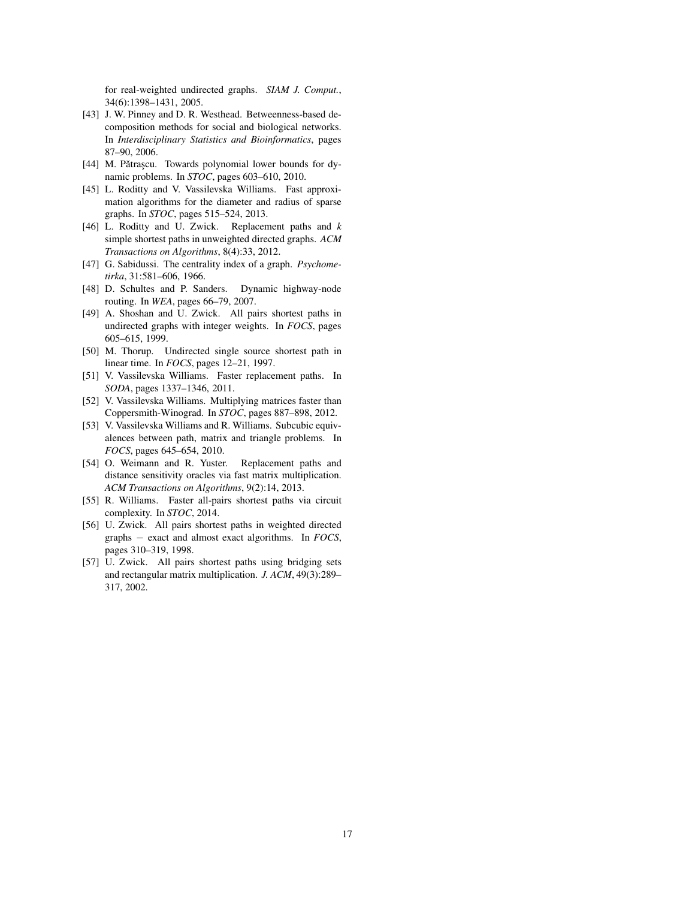for real-weighted undirected graphs. *SIAM J. Comput.*, 34(6):1398–1431, 2005.

[43] J. W. Pinney and D. R. Westhead. Betweenness-based decomposition methods for social and biological networks. In *Interdisciplinary Statistics and Bioinformatics*, pages 87–90, 2006.

[44] M. Pătraşcu. Towards polynomial lower bounds for dynamic problems. In *STOC*, pages 603–610, 2010.

[45] L. Roditty and V. Vassilevska Williams. Fast approximation algorithms for the diameter and radius of sparse graphs. In *STOC*, pages 515–524, 2013.

[46] L. Roditty and U. Zwick. Replacement paths and *k* simple shortest paths in unweighted directed graphs. *ACM Transactions on Algorithms*, 8(4):33, 2012.

[47] G. Sabidussi. The centrality index of a graph. *Psychometirka*, 31:581–606, 1966.

[48] D. Schultes and P. Sanders. Dynamic highway-node routing. In *WEA*, pages 66–79, 2007.

[49] A. Shoshan and U. Zwick. All pairs shortest paths in undirected graphs with integer weights. In *FOCS*, pages 605–615, 1999.

[50] M. Thorup. Undirected single source shortest path in linear time. In *FOCS*, pages 12–21, 1997.

[51] V. Vassilevska Williams. Faster replacement paths. In *SODA*, pages 1337–1346, 2011.

[52] V. Vassilevska Williams. Multiplying matrices faster than Coppersmith-Winograd. In *STOC*, pages 887–898, 2012.

[53] V. Vassilevska Williams and R. Williams. Subcubic equivalences between path, matrix and triangle problems. In *FOCS*, pages 645–654, 2010.

[54] O. Weimann and R. Yuster. Replacement paths and distance sensitivity oracles via fast matrix multiplication. *ACM Transactions on Algorithms*, 9(2):14, 2013.

[55] R. Williams. Faster all-pairs shortest paths via circuit complexity. In *STOC*, 2014.

[56] U. Zwick. All pairs shortest paths in weighted directed graphs − exact and almost exact algorithms. In *FOCS*, pages 310–319, 1998.

[57] U. Zwick. All pairs shortest paths using bridging sets and rectangular matrix multiplication. *J. ACM*, 49(3):289–317, 2002.